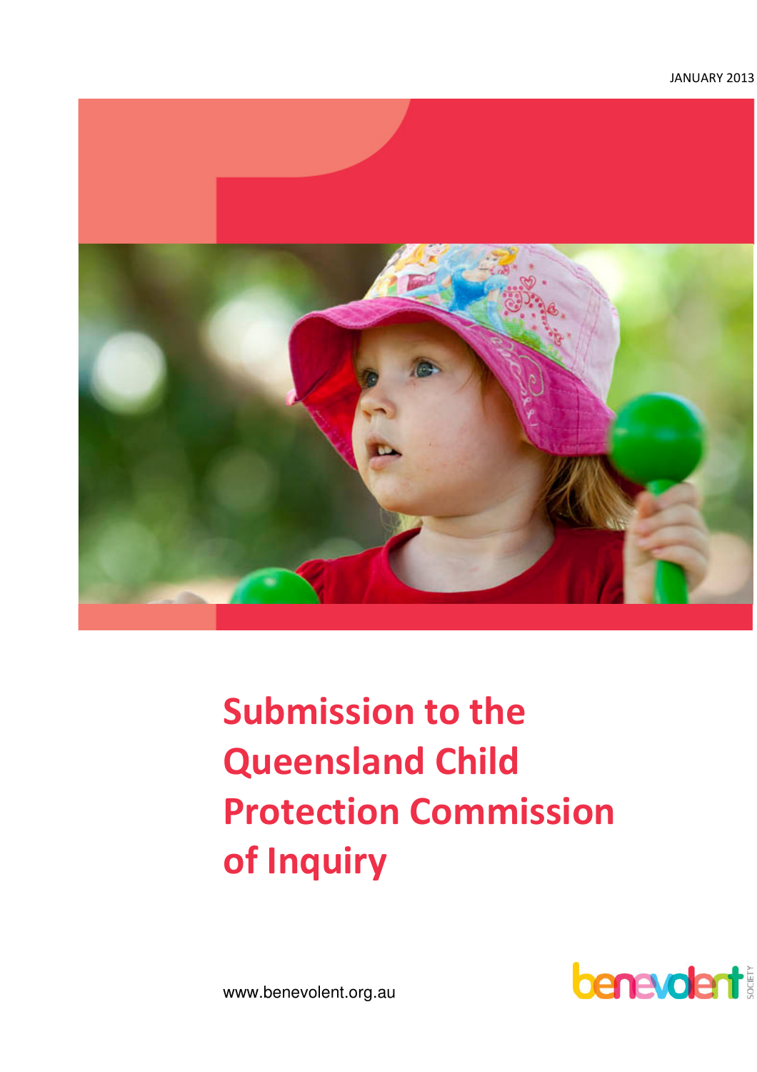JANUARY 2013

# Submission to the Queensland Child Protection Commission of Inquiry

www.benevolent.org.au

benevolent SOCIETY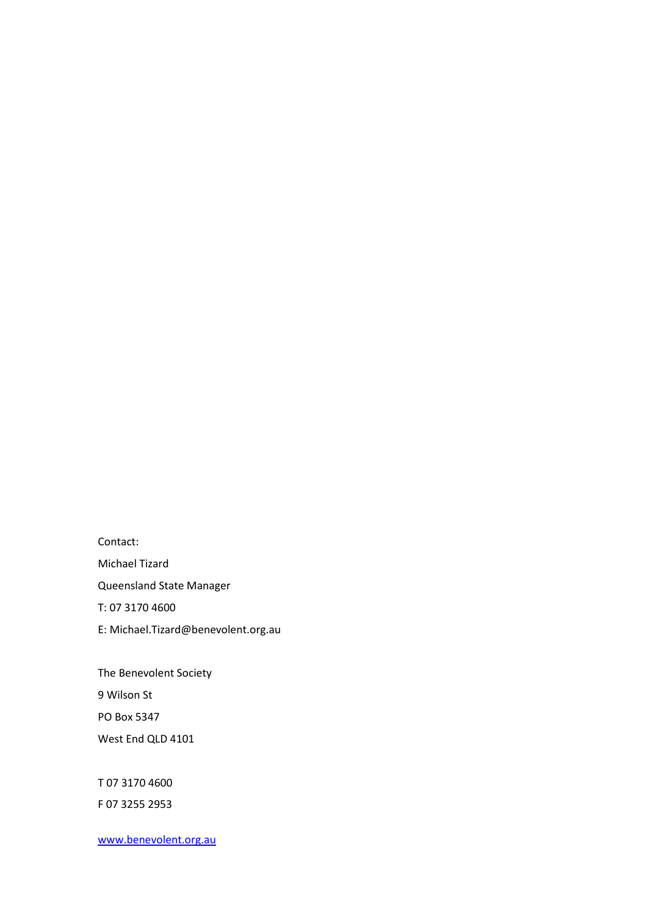Contact:

Michael Tizard

Queensland State Manager

T: 07 3170 4600

E: Michael.Tizard@benevolent.org.au

The Benevolent Society

9 Wilson St

PO Box 5347

West End QLD 4101

T 07 3170 4600

F 07 3255 2953

[www.benevolent.org.au](http://www.benevolent.org.au)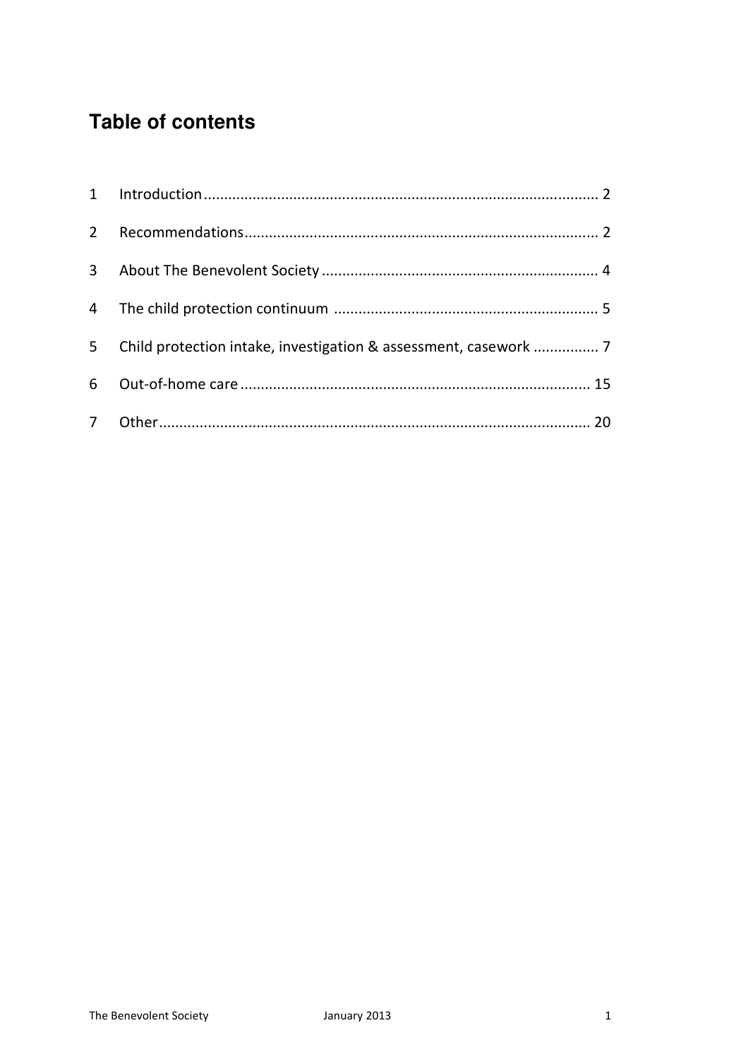## Table of contents

| | | |
|---|---|---|
| 1 | Introduction | 2 |
| 2 | Recommendations | 2 |
| 3 | About The Benevolent Society | 4 |
| 4 | The child protection continuum | 5 |
| 5 | Child protection intake, investigation & assessment, casework | 7 |
| 6 | Out-of-home care | 15 |
| 7 | Other | 20 |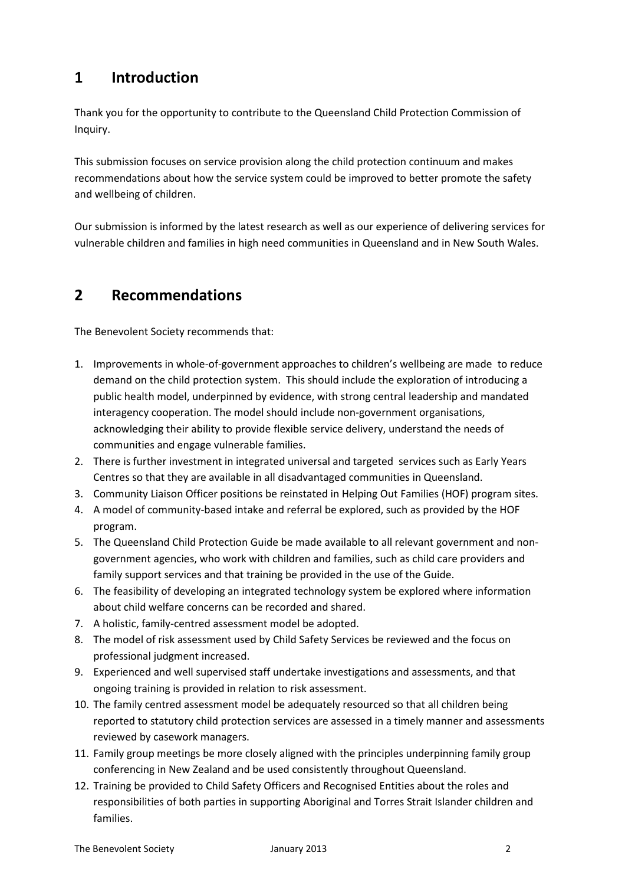## 1 Introduction

Thank you for the opportunity to contribute to the Queensland Child Protection Commission of Inquiry.

This submission focuses on service provision along the child protection continuum and makes recommendations about how the service system could be improved to better promote the safety and wellbeing of children.

Our submission is informed by the latest research as well as our experience of delivering services for vulnerable children and families in high need communities in Queensland and in New South Wales.

## 2 Recommendations

The Benevolent Society recommends that:

1. Improvements in whole-of-government approaches to children's wellbeing are made to reduce demand on the child protection system. This should include the exploration of introducing a public health model, underpinned by evidence, with strong central leadership and mandated interagency cooperation. The model should include non-government organisations, acknowledging their ability to provide flexible service delivery, understand the needs of communities and engage vulnerable families.
2. There is further investment in integrated universal and targeted services such as Early Years Centres so that they are available in all disadvantaged communities in Queensland.
3. Community Liaison Officer positions be reinstated in Helping Out Families (HOF) program sites.
4. A model of community-based intake and referral be explored, such as provided by the HOF program.
5. The Queensland Child Protection Guide be made available to all relevant government and non-government agencies, who work with children and families, such as child care providers and family support services and that training be provided in the use of the Guide.
6. The feasibility of developing an integrated technology system be explored where information about child welfare concerns can be recorded and shared.
7. A holistic, family-centred assessment model be adopted.
8. The model of risk assessment used by Child Safety Services be reviewed and the focus on professional judgment increased.
9. Experienced and well supervised staff undertake investigations and assessments, and that ongoing training is provided in relation to risk assessment.
10. The family centred assessment model be adequately resourced so that all children being reported to statutory child protection services are assessed in a timely manner and assessments reviewed by casework managers.
11. Family group meetings be more closely aligned with the principles underpinning family group conferencing in New Zealand and be used consistently throughout Queensland.
12. Training be provided to Child Safety Officers and Recognised Entities about the roles and responsibilities of both parties in supporting Aboriginal and Torres Strait Islander children and families.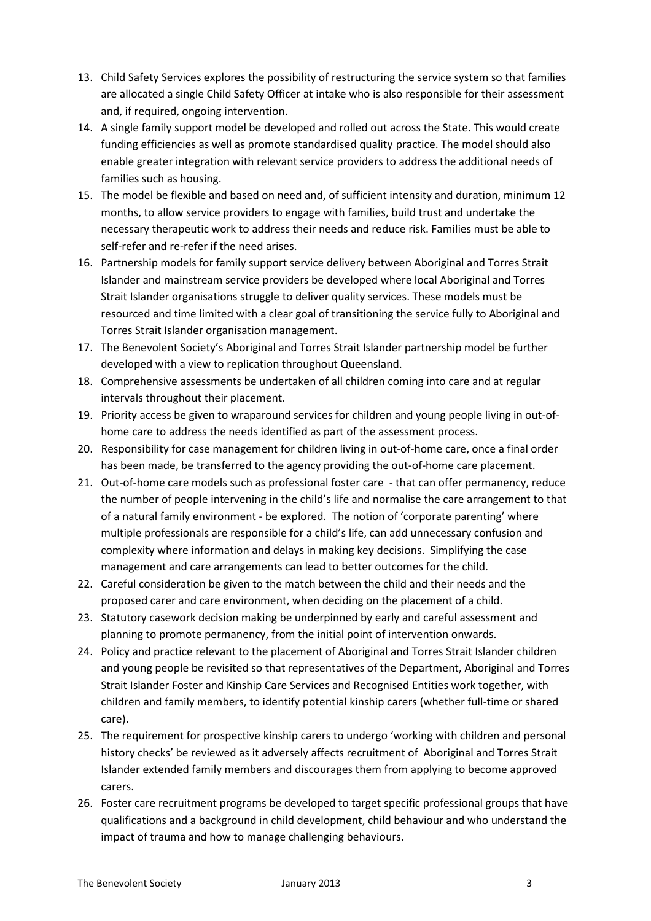13. Child Safety Services explores the possibility of restructuring the service system so that families are allocated a single Child Safety Officer at intake who is also responsible for their assessment and, if required, ongoing intervention.
14. A single family support model be developed and rolled out across the State. This would create funding efficiencies as well as promote standardised quality practice. The model should also enable greater integration with relevant service providers to address the additional needs of families such as housing.
15. The model be flexible and based on need and, of sufficient intensity and duration, minimum 12 months, to allow service providers to engage with families, build trust and undertake the necessary therapeutic work to address their needs and reduce risk. Families must be able to self-refer and re-refer if the need arises.
16. Partnership models for family support service delivery between Aboriginal and Torres Strait Islander and mainstream service providers be developed where local Aboriginal and Torres Strait Islander organisations struggle to deliver quality services. These models must be resourced and time limited with a clear goal of transitioning the service fully to Aboriginal and Torres Strait Islander organisation management.
17. The Benevolent Society's Aboriginal and Torres Strait Islander partnership model be further developed with a view to replication throughout Queensland.
18. Comprehensive assessments be undertaken of all children coming into care and at regular intervals throughout their placement.
19. Priority access be given to wraparound services for children and young people living in out-of-home care to address the needs identified as part of the assessment process.
20. Responsibility for case management for children living in out-of-home care, once a final order has been made, be transferred to the agency providing the out-of-home care placement.
21. Out-of-home care models such as professional foster care - that can offer permanency, reduce the number of people intervening in the child's life and normalise the care arrangement to that of a natural family environment - be explored. The notion of 'corporate parenting' where multiple professionals are responsible for a child's life, can add unnecessary confusion and complexity where information and delays in making key decisions. Simplifying the case management and care arrangements can lead to better outcomes for the child.
22. Careful consideration be given to the match between the child and their needs and the proposed carer and care environment, when deciding on the placement of a child.
23. Statutory casework decision making be underpinned by early and careful assessment and planning to promote permanency, from the initial point of intervention onwards.
24. Policy and practice relevant to the placement of Aboriginal and Torres Strait Islander children and young people be revisited so that representatives of the Department, Aboriginal and Torres Strait Islander Foster and Kinship Care Services and Recognised Entities work together, with children and family members, to identify potential kinship carers (whether full-time or shared care).
25. The requirement for prospective kinship carers to undergo 'working with children and personal history checks' be reviewed as it adversely affects recruitment of Aboriginal and Torres Strait Islander extended family members and discourages them from applying to become approved carers.
26. Foster care recruitment programs be developed to target specific professional groups that have qualifications and a background in child development, child behaviour and who understand the impact of trauma and how to manage challenging behaviours.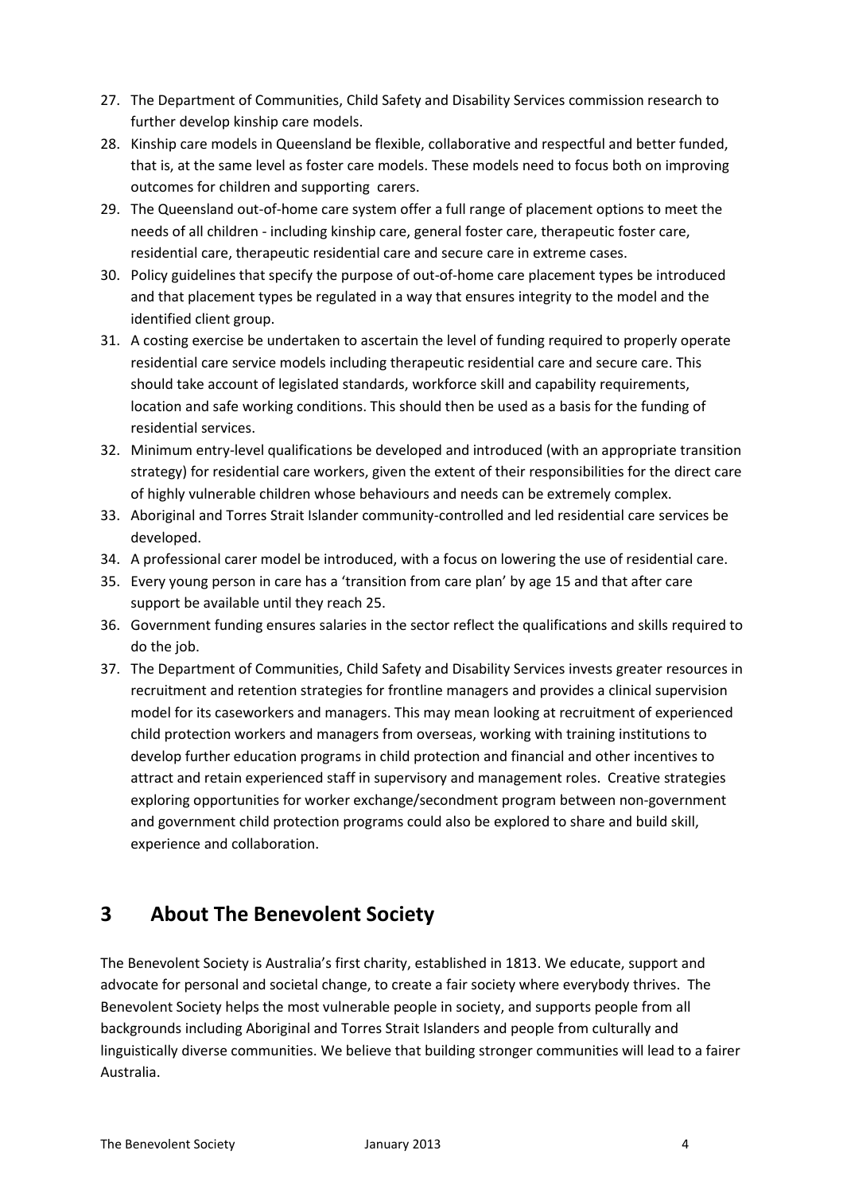27. The Department of Communities, Child Safety and Disability Services commission research to further develop kinship care models.
28. Kinship care models in Queensland be flexible, collaborative and respectful and better funded, that is, at the same level as foster care models. These models need to focus both on improving outcomes for children and supporting carers.
29. The Queensland out-of-home care system offer a full range of placement options to meet the needs of all children - including kinship care, general foster care, therapeutic foster care, residential care, therapeutic residential care and secure care in extreme cases.
30. Policy guidelines that specify the purpose of out-of-home care placement types be introduced and that placement types be regulated in a way that ensures integrity to the model and the identified client group.
31. A costing exercise be undertaken to ascertain the level of funding required to properly operate residential care service models including therapeutic residential care and secure care. This should take account of legislated standards, workforce skill and capability requirements, location and safe working conditions. This should then be used as a basis for the funding of residential services.
32. Minimum entry-level qualifications be developed and introduced (with an appropriate transition strategy) for residential care workers, given the extent of their responsibilities for the direct care of highly vulnerable children whose behaviours and needs can be extremely complex.
33. Aboriginal and Torres Strait Islander community-controlled and led residential care services be developed.
34. A professional carer model be introduced, with a focus on lowering the use of residential care.
35. Every young person in care has a 'transition from care plan' by age 15 and that after care support be available until they reach 25.
36. Government funding ensures salaries in the sector reflect the qualifications and skills required to do the job.
37. The Department of Communities, Child Safety and Disability Services invests greater resources in recruitment and retention strategies for frontline managers and provides a clinical supervision model for its caseworkers and managers. This may mean looking at recruitment of experienced child protection workers and managers from overseas, working with training institutions to develop further education programs in child protection and financial and other incentives to attract and retain experienced staff in supervisory and management roles. Creative strategies exploring opportunities for worker exchange/secondment program between non-government and government child protection programs could also be explored to share and build skill, experience and collaboration.

# 3 About The Benevolent Society

The Benevolent Society is Australia's first charity, established in 1813. We educate, support and advocate for personal and societal change, to create a fair society where everybody thrives. The Benevolent Society helps the most vulnerable people in society, and supports people from all backgrounds including Aboriginal and Torres Strait Islanders and people from culturally and linguistically diverse communities. We believe that building stronger communities will lead to a fairer Australia.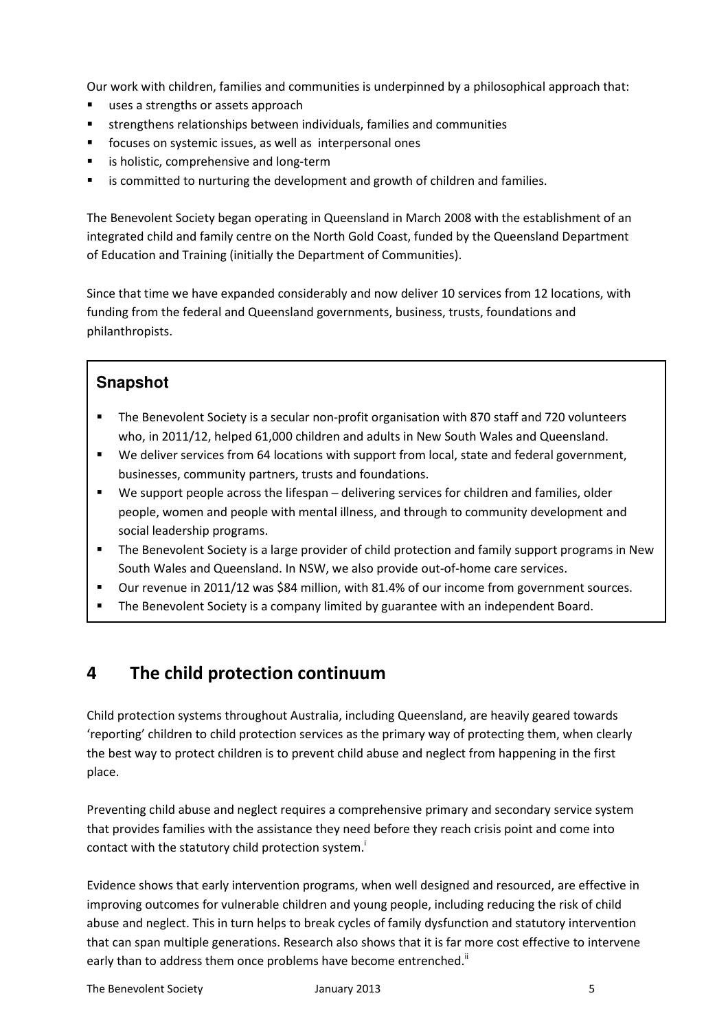Our work with children, families and communities is underpinned by a philosophical approach that:

- uses a strengths or assets approach
- strengthens relationships between individuals, families and communities
- focuses on systemic issues, as well as interpersonal ones
- is holistic, comprehensive and long-term
- is committed to nurturing the development and growth of children and families.

The Benevolent Society began operating in Queensland in March 2008 with the establishment of an integrated child and family centre on the North Gold Coast, funded by the Queensland Department of Education and Training (initially the Department of Communities).

Since that time we have expanded considerably and now deliver 10 services from 12 locations, with funding from the federal and Queensland governments, business, trusts, foundations and philanthropists.

### Snapshot

- The Benevolent Society is a secular non-profit organisation with 870 staff and 720 volunteers who, in 2011/12, helped 61,000 children and adults in New South Wales and Queensland.
- We deliver services from 64 locations with support from local, state and federal government, businesses, community partners, trusts and foundations.
- We support people across the lifespan – delivering services for children and families, older people, women and people with mental illness, and through to community development and social leadership programs.
- The Benevolent Society is a large provider of child protection and family support programs in New South Wales and Queensland. In NSW, we also provide out-of-home care services.
- Our revenue in 2011/12 was $84 million, with 81.4% of our income from government sources.
- The Benevolent Society is a company limited by guarantee with an independent Board.

## 4 The child protection continuum

Child protection systems throughout Australia, including Queensland, are heavily geared towards 'reporting' children to child protection services as the primary way of protecting them, when clearly the best way to protect children is to prevent child abuse and neglect from happening in the first place.

Preventing child abuse and neglect requires a comprehensive primary and secondary service system that provides families with the assistance they need before they reach crisis point and come into contact with the statutory child protection system.[i]

Evidence shows that early intervention programs, when well designed and resourced, are effective in improving outcomes for vulnerable children and young people, including reducing the risk of child abuse and neglect. This in turn helps to break cycles of family dysfunction and statutory intervention that can span multiple generations. Research also shows that it is far more cost effective to intervene early than to address them once problems have become entrenched.[ii]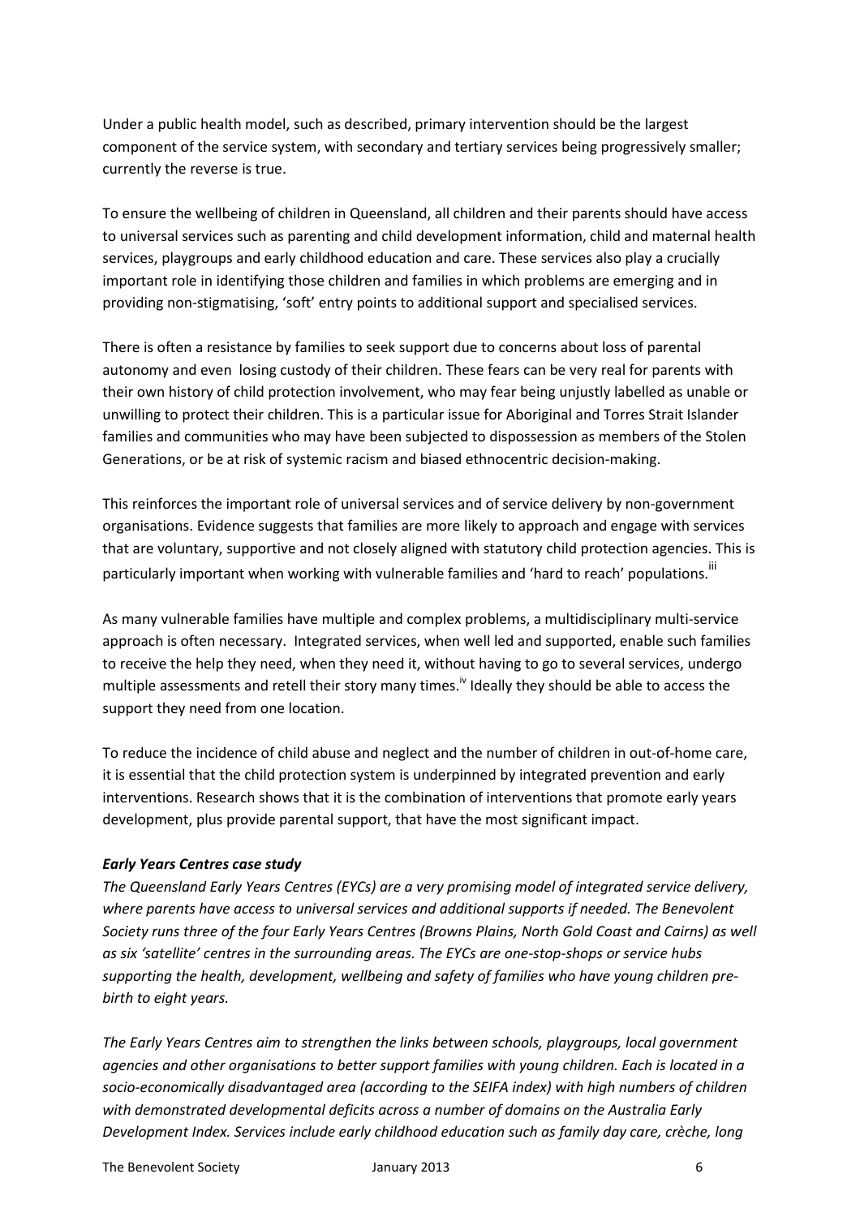Under a public health model, such as described, primary intervention should be the largest component of the service system, with secondary and tertiary services being progressively smaller; currently the reverse is true.

To ensure the wellbeing of children in Queensland, all children and their parents should have access to universal services such as parenting and child development information, child and maternal health services, playgroups and early childhood education and care. These services also play a crucially important role in identifying those children and families in which problems are emerging and in providing non-stigmatising, 'soft' entry points to additional support and specialised services.

There is often a resistance by families to seek support due to concerns about loss of parental autonomy and even losing custody of their children. These fears can be very real for parents with their own history of child protection involvement, who may fear being unjustly labelled as unable or unwilling to protect their children. This is a particular issue for Aboriginal and Torres Strait Islander families and communities who may have been subjected to dispossession as members of the Stolen Generations, or be at risk of systemic racism and biased ethnocentric decision-making.

This reinforces the important role of universal services and of service delivery by non-government organisations. Evidence suggests that families are more likely to approach and engage with services that are voluntary, supportive and not closely aligned with statutory child protection agencies. This is particularly important when working with vulnerable families and 'hard to reach' populations.[iii]

As many vulnerable families have multiple and complex problems, a multidisciplinary multi-service approach is often necessary. Integrated services, when well led and supported, enable such families to receive the help they need, when they need it, without having to go to several services, undergo multiple assessments and retell their story many times.[iv] Ideally they should be able to access the support they need from one location.

To reduce the incidence of child abuse and neglect and the number of children in out-of-home care, it is essential that the child protection system is underpinned by integrated prevention and early interventions. Research shows that it is the combination of interventions that promote early years development, plus provide parental support, that have the most significant impact.

***Early Years Centres case study***

*The Queensland Early Years Centres (EYCs) are a very promising model of integrated service delivery, where parents have access to universal services and additional supports if needed. The Benevolent Society runs three of the four Early Years Centres (Browns Plains, North Gold Coast and Cairns) as well as six 'satellite' centres in the surrounding areas. The EYCs are one-stop-shops or service hubs supporting the health, development, wellbeing and safety of families who have young children pre-birth to eight years.*

*The Early Years Centres aim to strengthen the links between schools, playgroups, local government agencies and other organisations to better support families with young children. Each is located in a socio-economically disadvantaged area (according to the SEIFA index) with high numbers of children with demonstrated developmental deficits across a number of domains on the Australia Early Development Index. Services include early childhood education such as family day care, crèche, long*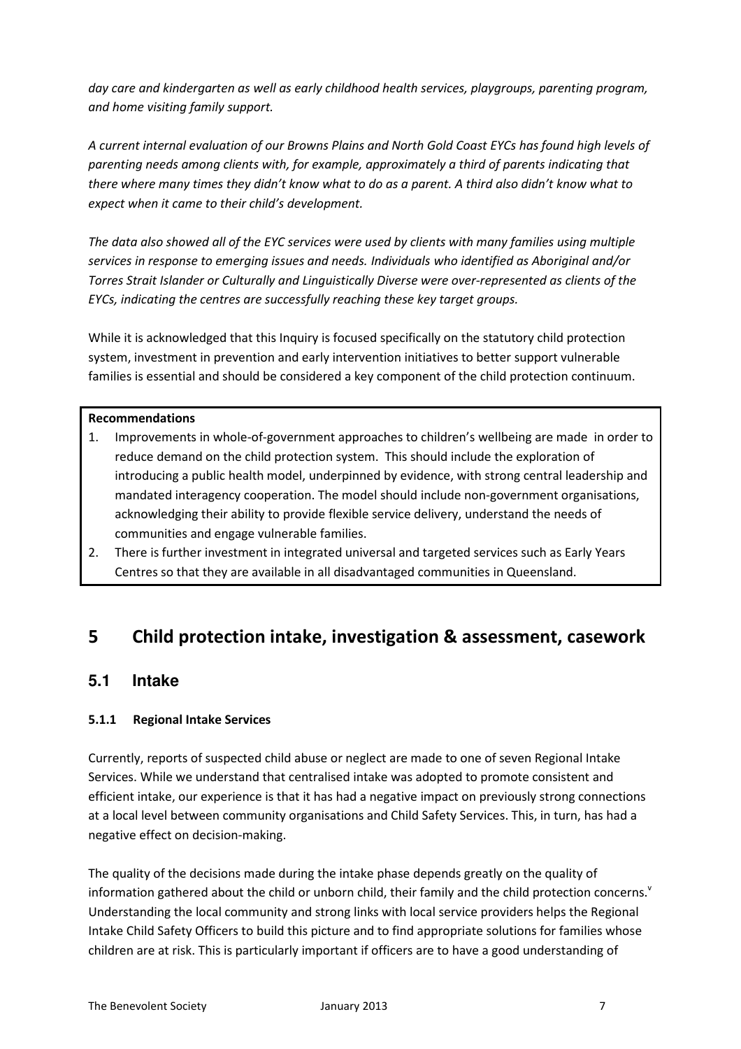*day care and kindergarten as well as early childhood health services, playgroups, parenting program, and home visiting family support.*

*A current internal evaluation of our Browns Plains and North Gold Coast EYCs has found high levels of parenting needs among clients with, for example, approximately a third of parents indicating that there where many times they didn't know what to do as a parent. A third also didn't know what to expect when it came to their child's development.*

*The data also showed all of the EYC services were used by clients with many families using multiple services in response to emerging issues and needs. Individuals who identified as Aboriginal and/or Torres Strait Islander or Culturally and Linguistically Diverse were over-represented as clients of the EYCs, indicating the centres are successfully reaching these key target groups.*

While it is acknowledged that this Inquiry is focused specifically on the statutory child protection system, investment in prevention and early intervention initiatives to better support vulnerable families is essential and should be considered a key component of the child protection continuum.

**Recommendations**

1. Improvements in whole-of-government approaches to children's wellbeing are made in order to reduce demand on the child protection system. This should include the exploration of introducing a public health model, underpinned by evidence, with strong central leadership and mandated interagency cooperation. The model should include non-government organisations, acknowledging their ability to provide flexible service delivery, understand the needs of communities and engage vulnerable families.
2. There is further investment in integrated universal and targeted services such as Early Years Centres so that they are available in all disadvantaged communities in Queensland.

# 5 Child protection intake, investigation & assessment, casework

## 5.1 Intake

### 5.1.1 Regional Intake Services

Currently, reports of suspected child abuse or neglect are made to one of seven Regional Intake Services. While we understand that centralised intake was adopted to promote consistent and efficient intake, our experience is that it has had a negative impact on previously strong connections at a local level between community organisations and Child Safety Services. This, in turn, has had a negative effect on decision-making.

The quality of the decisions made during the intake phase depends greatly on the quality of information gathered about the child or unborn child, their family and the child protection concerns.[v] Understanding the local community and strong links with local service providers helps the Regional Intake Child Safety Officers to build this picture and to find appropriate solutions for families whose children are at risk. This is particularly important if officers are to have a good understanding of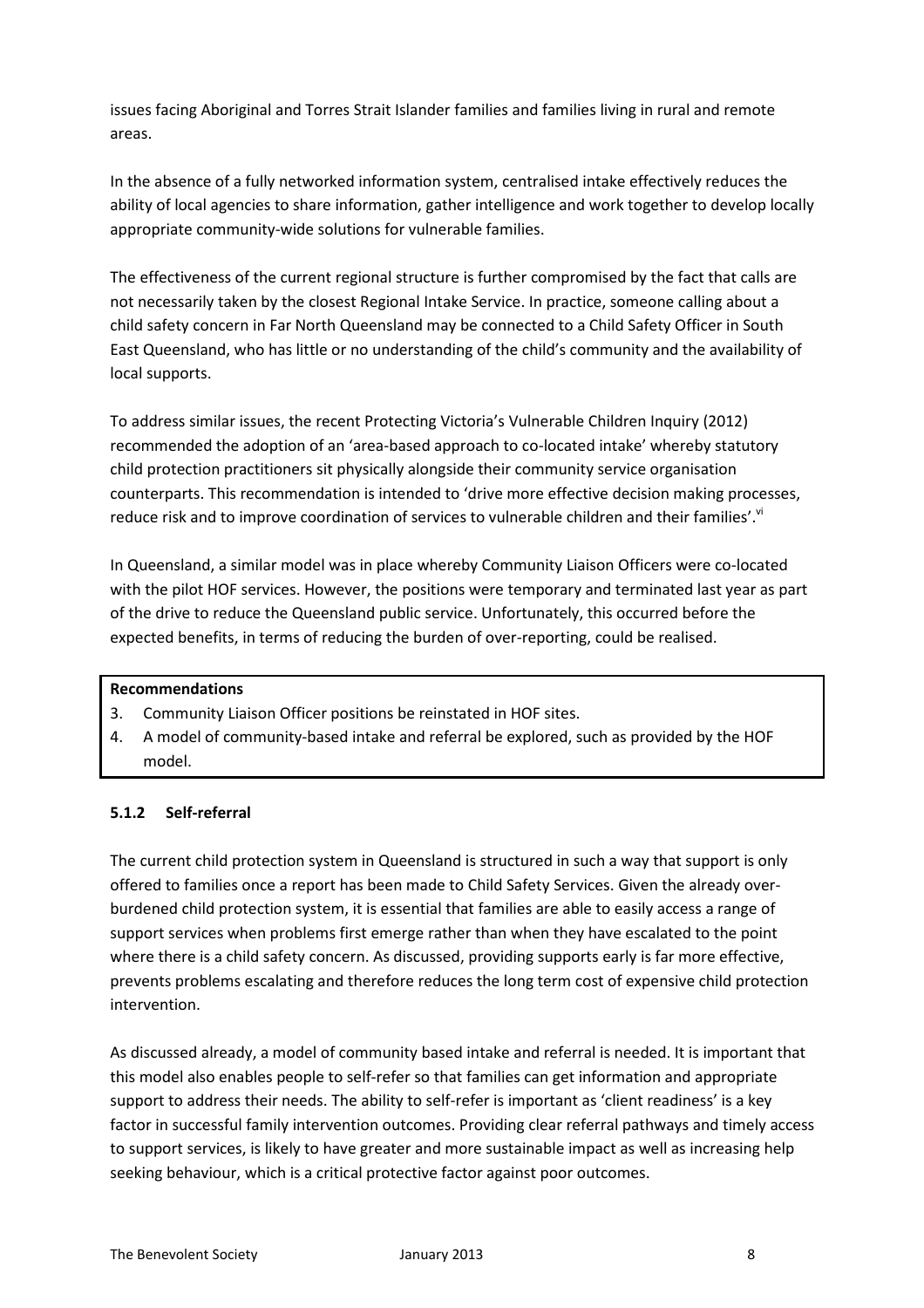issues facing Aboriginal and Torres Strait Islander families and families living in rural and remote areas.

In the absence of a fully networked information system, centralised intake effectively reduces the ability of local agencies to share information, gather intelligence and work together to develop locally appropriate community-wide solutions for vulnerable families.

The effectiveness of the current regional structure is further compromised by the fact that calls are not necessarily taken by the closest Regional Intake Service. In practice, someone calling about a child safety concern in Far North Queensland may be connected to a Child Safety Officer in South East Queensland, who has little or no understanding of the child's community and the availability of local supports.

To address similar issues, the recent Protecting Victoria's Vulnerable Children Inquiry (2012) recommended the adoption of an 'area-based approach to co-located intake' whereby statutory child protection practitioners sit physically alongside their community service organisation counterparts. This recommendation is intended to 'drive more effective decision making processes, reduce risk and to improve coordination of services to vulnerable children and their families'.[vi]

In Queensland, a similar model was in place whereby Community Liaison Officers were co-located with the pilot HOF services. However, the positions were temporary and terminated last year as part of the drive to reduce the Queensland public service. Unfortunately, this occurred before the expected benefits, in terms of reducing the burden of over-reporting, could be realised.

**Recommendations**

3. Community Liaison Officer positions be reinstated in HOF sites.
4. A model of community-based intake and referral be explored, such as provided by the HOF model.

### 5.1.2 Self-referral

The current child protection system in Queensland is structured in such a way that support is only offered to families once a report has been made to Child Safety Services. Given the already over-burdened child protection system, it is essential that families are able to easily access a range of support services when problems first emerge rather than when they have escalated to the point where there is a child safety concern. As discussed, providing supports early is far more effective, prevents problems escalating and therefore reduces the long term cost of expensive child protection intervention.

As discussed already, a model of community based intake and referral is needed. It is important that this model also enables people to self-refer so that families can get information and appropriate support to address their needs. The ability to self-refer is important as 'client readiness' is a key factor in successful family intervention outcomes. Providing clear referral pathways and timely access to support services, is likely to have greater and more sustainable impact as well as increasing help seeking behaviour, which is a critical protective factor against poor outcomes.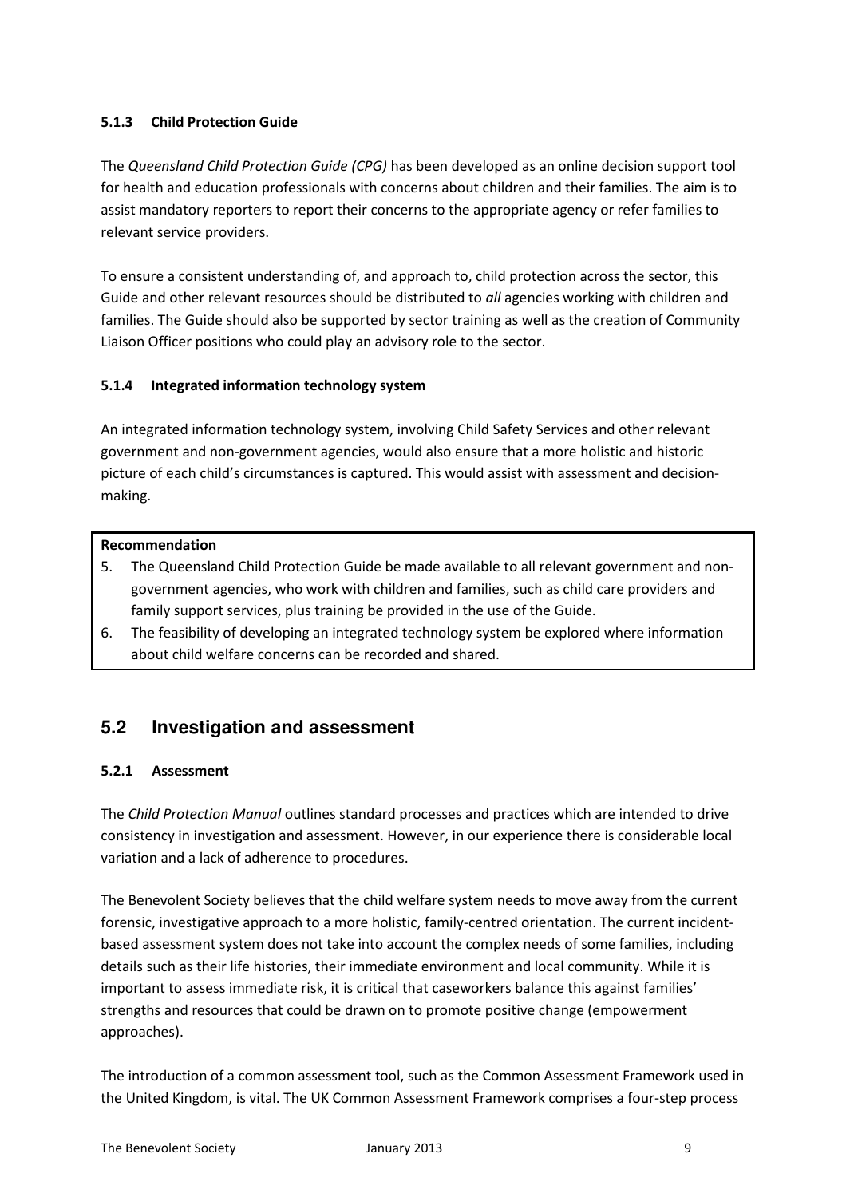#### 5.1.3 Child Protection Guide

The *Queensland Child Protection Guide (CPG)* has been developed as an online decision support tool for health and education professionals with concerns about children and their families. The aim is to assist mandatory reporters to report their concerns to the appropriate agency or refer families to relevant service providers.

To ensure a consistent understanding of, and approach to, child protection across the sector, this Guide and other relevant resources should be distributed to *all* agencies working with children and families. The Guide should also be supported by sector training as well as the creation of Community Liaison Officer positions who could play an advisory role to the sector.

#### 5.1.4 Integrated information technology system

An integrated information technology system, involving Child Safety Services and other relevant government and non-government agencies, would also ensure that a more holistic and historic picture of each child's circumstances is captured. This would assist with assessment and decision-making.

**Recommendation**

5. The Queensland Child Protection Guide be made available to all relevant government and non-government agencies, who work with children and families, such as child care providers and family support services, plus training be provided in the use of the Guide.
6. The feasibility of developing an integrated technology system be explored where information about child welfare concerns can be recorded and shared.

## 5.2 Investigation and assessment

#### 5.2.1 Assessment

The *Child Protection Manual* outlines standard processes and practices which are intended to drive consistency in investigation and assessment. However, in our experience there is considerable local variation and a lack of adherence to procedures.

The Benevolent Society believes that the child welfare system needs to move away from the current forensic, investigative approach to a more holistic, family-centred orientation. The current incident-based assessment system does not take into account the complex needs of some families, including details such as their life histories, their immediate environment and local community. While it is important to assess immediate risk, it is critical that caseworkers balance this against families' strengths and resources that could be drawn on to promote positive change (empowerment approaches).

The introduction of a common assessment tool, such as the Common Assessment Framework used in the United Kingdom, is vital. The UK Common Assessment Framework comprises a four-step process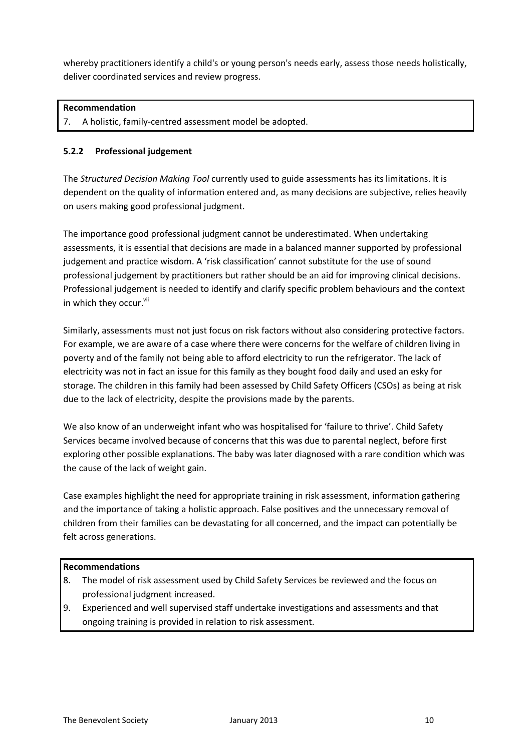whereby practitioners identify a child's or young person's needs early, assess those needs holistically, deliver coordinated services and review progress.

**Recommendation**

7. A holistic, family-centred assessment model be adopted.

### 5.2.2 Professional judgement

The *Structured Decision Making Tool* currently used to guide assessments has its limitations. It is dependent on the quality of information entered and, as many decisions are subjective, relies heavily on users making good professional judgment.

The importance good professional judgment cannot be underestimated. When undertaking assessments, it is essential that decisions are made in a balanced manner supported by professional judgement and practice wisdom. A 'risk classification' cannot substitute for the use of sound professional judgement by practitioners but rather should be an aid for improving clinical decisions. Professional judgement is needed to identify and clarify specific problem behaviours and the context in which they occur.[vii]

Similarly, assessments must not just focus on risk factors without also considering protective factors. For example, we are aware of a case where there were concerns for the welfare of children living in poverty and of the family not being able to afford electricity to run the refrigerator. The lack of electricity was not in fact an issue for this family as they bought food daily and used an esky for storage. The children in this family had been assessed by Child Safety Officers (CSOs) as being at risk due to the lack of electricity, despite the provisions made by the parents.

We also know of an underweight infant who was hospitalised for 'failure to thrive'. Child Safety Services became involved because of concerns that this was due to parental neglect, before first exploring other possible explanations. The baby was later diagnosed with a rare condition which was the cause of the lack of weight gain.

Case examples highlight the need for appropriate training in risk assessment, information gathering and the importance of taking a holistic approach. False positives and the unnecessary removal of children from their families can be devastating for all concerned, and the impact can potentially be felt across generations.

**Recommendations**

8. The model of risk assessment used by Child Safety Services be reviewed and the focus on professional judgment increased.
9. Experienced and well supervised staff undertake investigations and assessments and that ongoing training is provided in relation to risk assessment.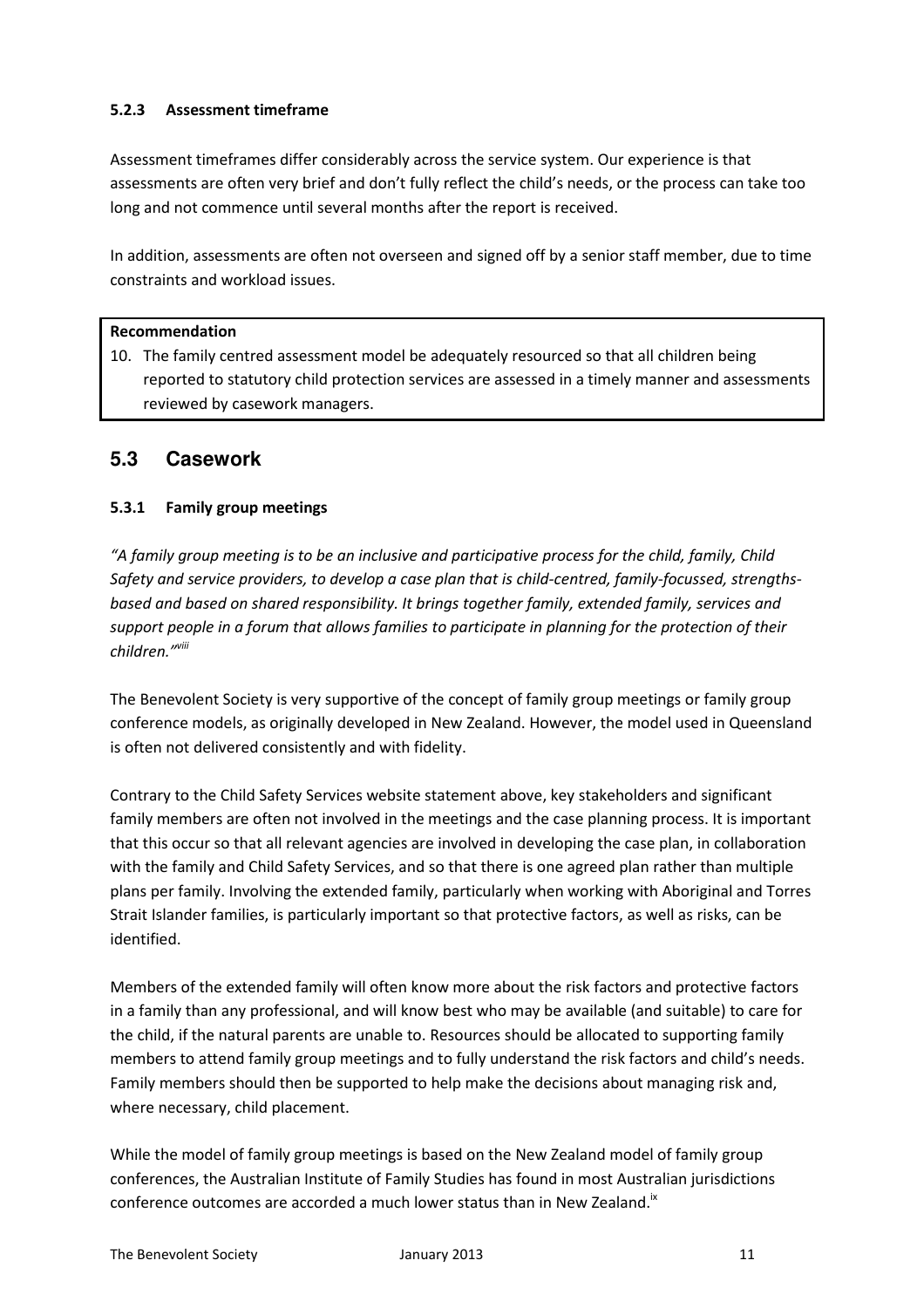#### 5.2.3 Assessment timeframe

Assessment timeframes differ considerably across the service system. Our experience is that assessments are often very brief and don't fully reflect the child's needs, or the process can take too long and not commence until several months after the report is received.

In addition, assessments are often not overseen and signed off by a senior staff member, due to time constraints and workload issues.

**Recommendation**

10. The family centred assessment model be adequately resourced so that all children being reported to statutory child protection services are assessed in a timely manner and assessments reviewed by casework managers.

## 5.3 Casework

#### 5.3.1 Family group meetings

*"A family group meeting is to be an inclusive and participative process for the child, family, Child Safety and service providers, to develop a case plan that is child-centred, family-focussed, strengths-based and based on shared responsibility. It brings together family, extended family, services and support people in a forum that allows families to participate in planning for the protection of their children."*[viii]

The Benevolent Society is very supportive of the concept of family group meetings or family group conference models, as originally developed in New Zealand. However, the model used in Queensland is often not delivered consistently and with fidelity.

Contrary to the Child Safety Services website statement above, key stakeholders and significant family members are often not involved in the meetings and the case planning process. It is important that this occur so that all relevant agencies are involved in developing the case plan, in collaboration with the family and Child Safety Services, and so that there is one agreed plan rather than multiple plans per family. Involving the extended family, particularly when working with Aboriginal and Torres Strait Islander families, is particularly important so that protective factors, as well as risks, can be identified.

Members of the extended family will often know more about the risk factors and protective factors in a family than any professional, and will know best who may be available (and suitable) to care for the child, if the natural parents are unable to. Resources should be allocated to supporting family members to attend family group meetings and to fully understand the risk factors and child's needs. Family members should then be supported to help make the decisions about managing risk and, where necessary, child placement.

While the model of family group meetings is based on the New Zealand model of family group conferences, the Australian Institute of Family Studies has found in most Australian jurisdictions conference outcomes are accorded a much lower status than in New Zealand.[ix]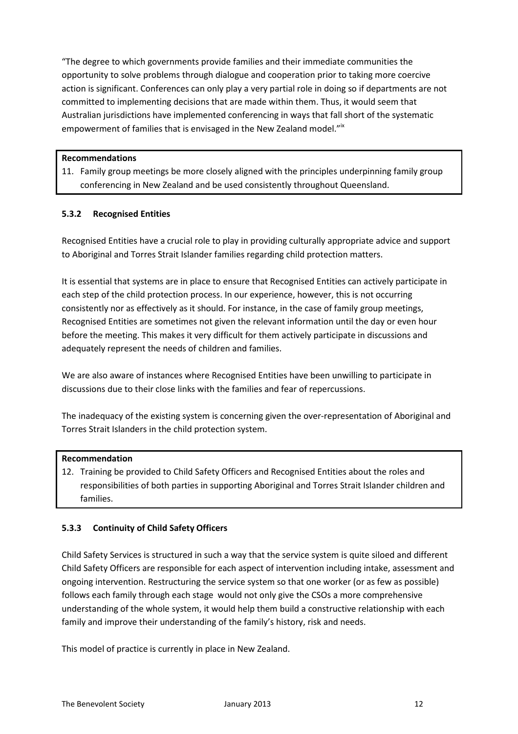"The degree to which governments provide families and their immediate communities the opportunity to solve problems through dialogue and cooperation prior to taking more coercive action is significant. Conferences can only play a very partial role in doing so if departments are not committed to implementing decisions that are made within them. Thus, it would seem that Australian jurisdictions have implemented conferencing in ways that fall short of the systematic empowerment of families that is envisaged in the New Zealand model."[ix]

**Recommendations**

11. Family group meetings be more closely aligned with the principles underpinning family group conferencing in New Zealand and be used consistently throughout Queensland.

### 5.3.2 Recognised Entities

Recognised Entities have a crucial role to play in providing culturally appropriate advice and support to Aboriginal and Torres Strait Islander families regarding child protection matters.

It is essential that systems are in place to ensure that Recognised Entities can actively participate in each step of the child protection process. In our experience, however, this is not occurring consistently nor as effectively as it should. For instance, in the case of family group meetings, Recognised Entities are sometimes not given the relevant information until the day or even hour before the meeting. This makes it very difficult for them actively participate in discussions and adequately represent the needs of children and families.

We are also aware of instances where Recognised Entities have been unwilling to participate in discussions due to their close links with the families and fear of repercussions.

The inadequacy of the existing system is concerning given the over-representation of Aboriginal and Torres Strait Islanders in the child protection system.

**Recommendation**

12. Training be provided to Child Safety Officers and Recognised Entities about the roles and responsibilities of both parties in supporting Aboriginal and Torres Strait Islander children and families.

### 5.3.3 Continuity of Child Safety Officers

Child Safety Services is structured in such a way that the service system is quite siloed and different Child Safety Officers are responsible for each aspect of intervention including intake, assessment and ongoing intervention. Restructuring the service system so that one worker (or as few as possible) follows each family through each stage would not only give the CSOs a more comprehensive understanding of the whole system, it would help them build a constructive relationship with each family and improve their understanding of the family's history, risk and needs.

This model of practice is currently in place in New Zealand.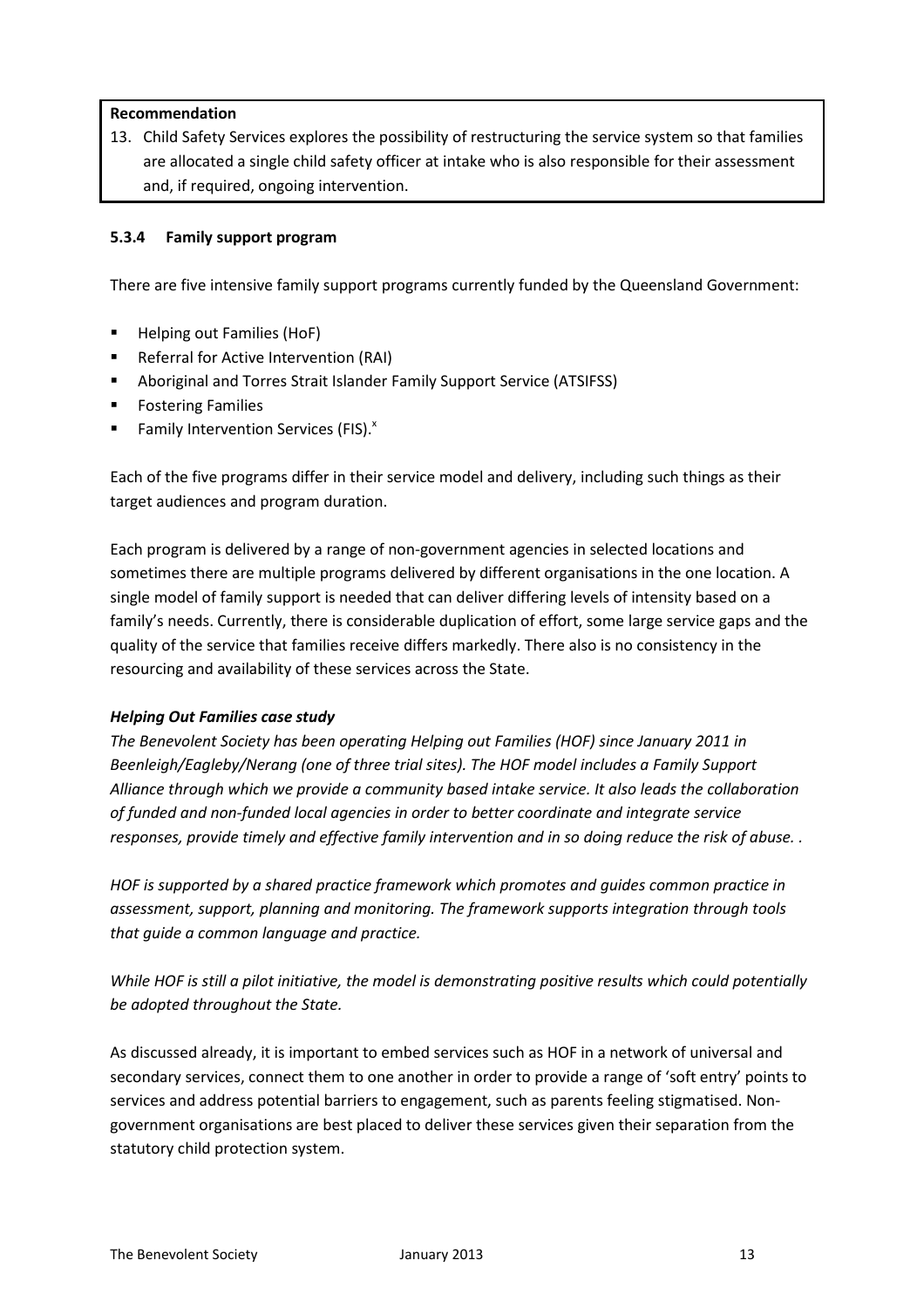**Recommendation**

13. Child Safety Services explores the possibility of restructuring the service system so that families are allocated a single child safety officer at intake who is also responsible for their assessment and, if required, ongoing intervention.

### 5.3.4 Family support program

There are five intensive family support programs currently funded by the Queensland Government:

- Helping out Families (HoF)
- Referral for Active Intervention (RAI)
- Aboriginal and Torres Strait Islander Family Support Service (ATSIFSS)
- Fostering Families
- Family Intervention Services (FIS).[x]

Each of the five programs differ in their service model and delivery, including such things as their target audiences and program duration.

Each program is delivered by a range of non-government agencies in selected locations and sometimes there are multiple programs delivered by different organisations in the one location. A single model of family support is needed that can deliver differing levels of intensity based on a family's needs. Currently, there is considerable duplication of effort, some large service gaps and the quality of the service that families receive differs markedly. There also is no consistency in the resourcing and availability of these services across the State.

***Helping Out Families case study***

*The Benevolent Society has been operating Helping out Families (HOF) since January 2011 in Beenleigh/Eagleby/Nerang (one of three trial sites). The HOF model includes a Family Support Alliance through which we provide a community based intake service. It also leads the collaboration of funded and non-funded local agencies in order to better coordinate and integrate service responses, provide timely and effective family intervention and in so doing reduce the risk of abuse. .*

*HOF is supported by a shared practice framework which promotes and guides common practice in assessment, support, planning and monitoring. The framework supports integration through tools that guide a common language and practice.*

*While HOF is still a pilot initiative, the model is demonstrating positive results which could potentially be adopted throughout the State.*

As discussed already, it is important to embed services such as HOF in a network of universal and secondary services, connect them to one another in order to provide a range of 'soft entry' points to services and address potential barriers to engagement, such as parents feeling stigmatised. Non-government organisations are best placed to deliver these services given their separation from the statutory child protection system.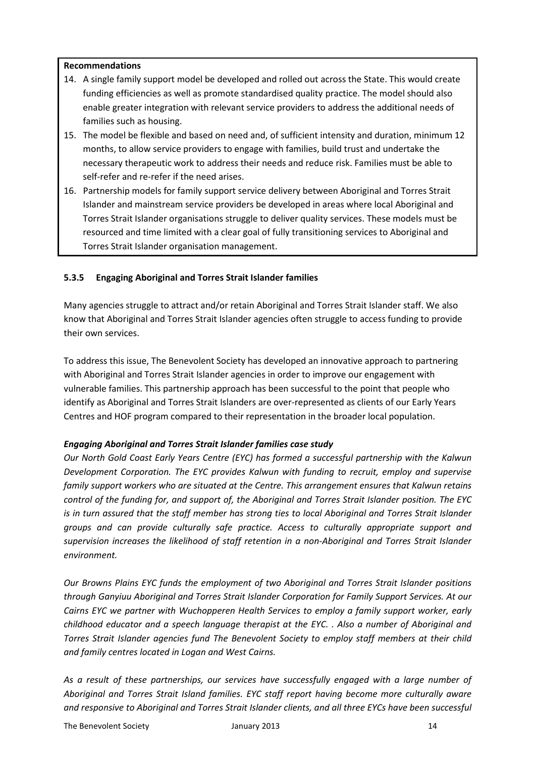**Recommendations**

14. A single family support model be developed and rolled out across the State. This would create funding efficiencies as well as promote standardised quality practice. The model should also enable greater integration with relevant service providers to address the additional needs of families such as housing.
15. The model be flexible and based on need and, of sufficient intensity and duration, minimum 12 months, to allow service providers to engage with families, build trust and undertake the necessary therapeutic work to address their needs and reduce risk. Families must be able to self-refer and re-refer if the need arises.
16. Partnership models for family support service delivery between Aboriginal and Torres Strait Islander and mainstream service providers be developed in areas where local Aboriginal and Torres Strait Islander organisations struggle to deliver quality services. These models must be resourced and time limited with a clear goal of fully transitioning services to Aboriginal and Torres Strait Islander organisation management.

#### 5.3.5 Engaging Aboriginal and Torres Strait Islander families

Many agencies struggle to attract and/or retain Aboriginal and Torres Strait Islander staff. We also know that Aboriginal and Torres Strait Islander agencies often struggle to access funding to provide their own services.

To address this issue, The Benevolent Society has developed an innovative approach to partnering with Aboriginal and Torres Strait Islander agencies in order to improve our engagement with vulnerable families. This partnership approach has been successful to the point that people who identify as Aboriginal and Torres Strait Islanders are over-represented as clients of our Early Years Centres and HOF program compared to their representation in the broader local population.

***Engaging Aboriginal and Torres Strait Islander families case study***

*Our North Gold Coast Early Years Centre (EYC) has formed a successful partnership with the Kalwun Development Corporation. The EYC provides Kalwun with funding to recruit, employ and supervise family support workers who are situated at the Centre. This arrangement ensures that Kalwun retains control of the funding for, and support of, the Aboriginal and Torres Strait Islander position. The EYC is in turn assured that the staff member has strong ties to local Aboriginal and Torres Strait Islander groups and can provide culturally safe practice. Access to culturally appropriate support and supervision increases the likelihood of staff retention in a non-Aboriginal and Torres Strait Islander environment.*

*Our Browns Plains EYC funds the employment of two Aboriginal and Torres Strait Islander positions through Ganyiuu Aboriginal and Torres Strait Islander Corporation for Family Support Services. At our Cairns EYC we partner with Wuchopperen Health Services to employ a family support worker, early childhood educator and a speech language therapist at the EYC. . Also a number of Aboriginal and Torres Strait Islander agencies fund The Benevolent Society to employ staff members at their child and family centres located in Logan and West Cairns.*

*As a result of these partnerships, our services have successfully engaged with a large number of Aboriginal and Torres Strait Island families. EYC staff report having become more culturally aware and responsive to Aboriginal and Torres Strait Islander clients, and all three EYCs have been successful*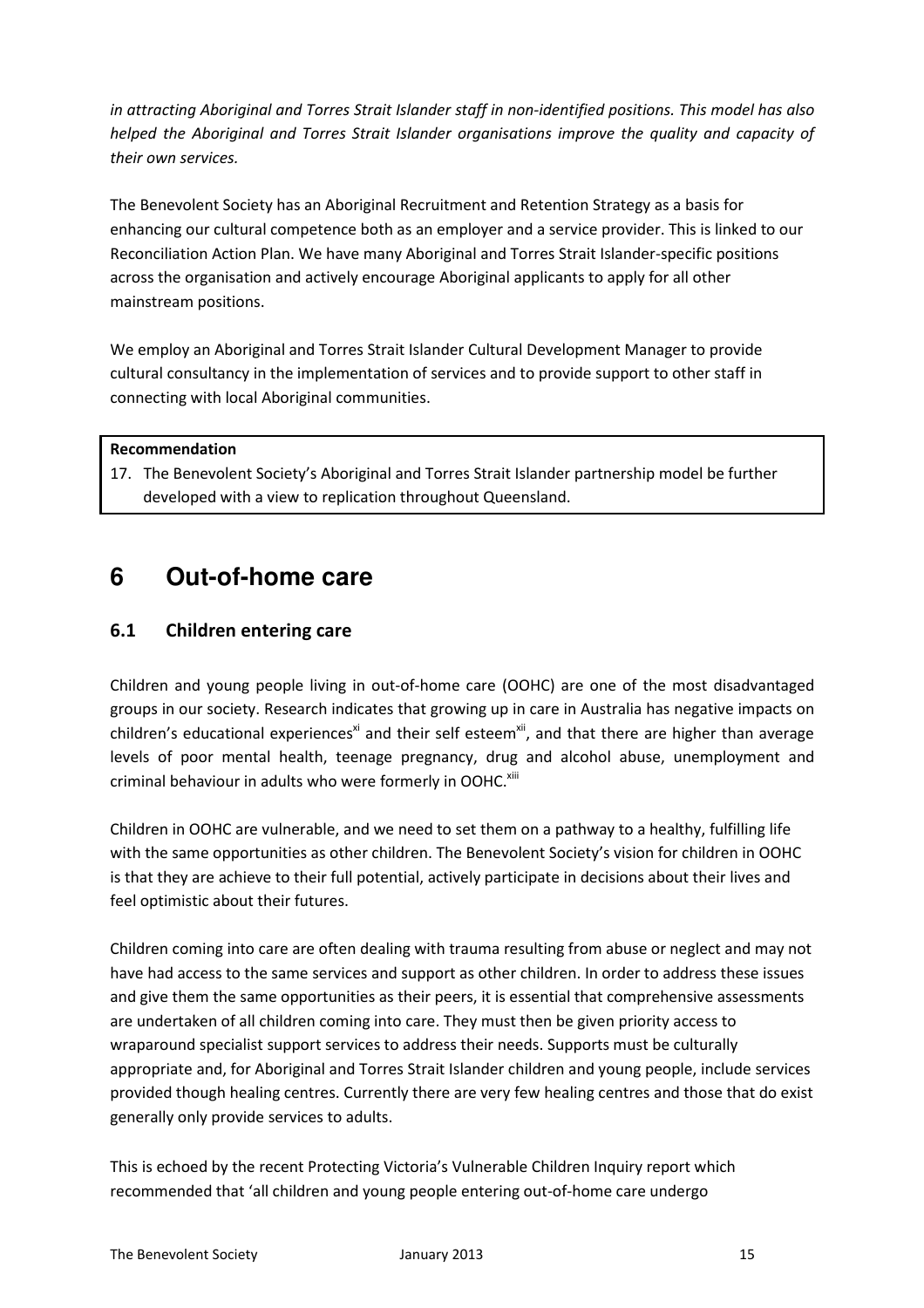*in attracting Aboriginal and Torres Strait Islander staff in non-identified positions. This model has also helped the Aboriginal and Torres Strait Islander organisations improve the quality and capacity of their own services.*

The Benevolent Society has an Aboriginal Recruitment and Retention Strategy as a basis for enhancing our cultural competence both as an employer and a service provider. This is linked to our Reconciliation Action Plan. We have many Aboriginal and Torres Strait Islander-specific positions across the organisation and actively encourage Aboriginal applicants to apply for all other mainstream positions.

We employ an Aboriginal and Torres Strait Islander Cultural Development Manager to provide cultural consultancy in the implementation of services and to provide support to other staff in connecting with local Aboriginal communities.

**Recommendation**

17. The Benevolent Society's Aboriginal and Torres Strait Islander partnership model be further developed with a view to replication throughout Queensland.

# 6 Out-of-home care

## 6.1 Children entering care

Children and young people living in out-of-home care (OOHC) are one of the most disadvantaged groups in our society. Research indicates that growing up in care in Australia has negative impacts on children's educational experiences[xi] and their self esteem[xii], and that there are higher than average levels of poor mental health, teenage pregnancy, drug and alcohol abuse, unemployment and criminal behaviour in adults who were formerly in OOHC.[xiii]

Children in OOHC are vulnerable, and we need to set them on a pathway to a healthy, fulfilling life with the same opportunities as other children. The Benevolent Society's vision for children in OOHC is that they are achieve to their full potential, actively participate in decisions about their lives and feel optimistic about their futures.

Children coming into care are often dealing with trauma resulting from abuse or neglect and may not have had access to the same services and support as other children. In order to address these issues and give them the same opportunities as their peers, it is essential that comprehensive assessments are undertaken of all children coming into care. They must then be given priority access to wraparound specialist support services to address their needs. Supports must be culturally appropriate and, for Aboriginal and Torres Strait Islander children and young people, include services provided though healing centres. Currently there are very few healing centres and those that do exist generally only provide services to adults.

This is echoed by the recent Protecting Victoria's Vulnerable Children Inquiry report which recommended that 'all children and young people entering out-of-home care undergo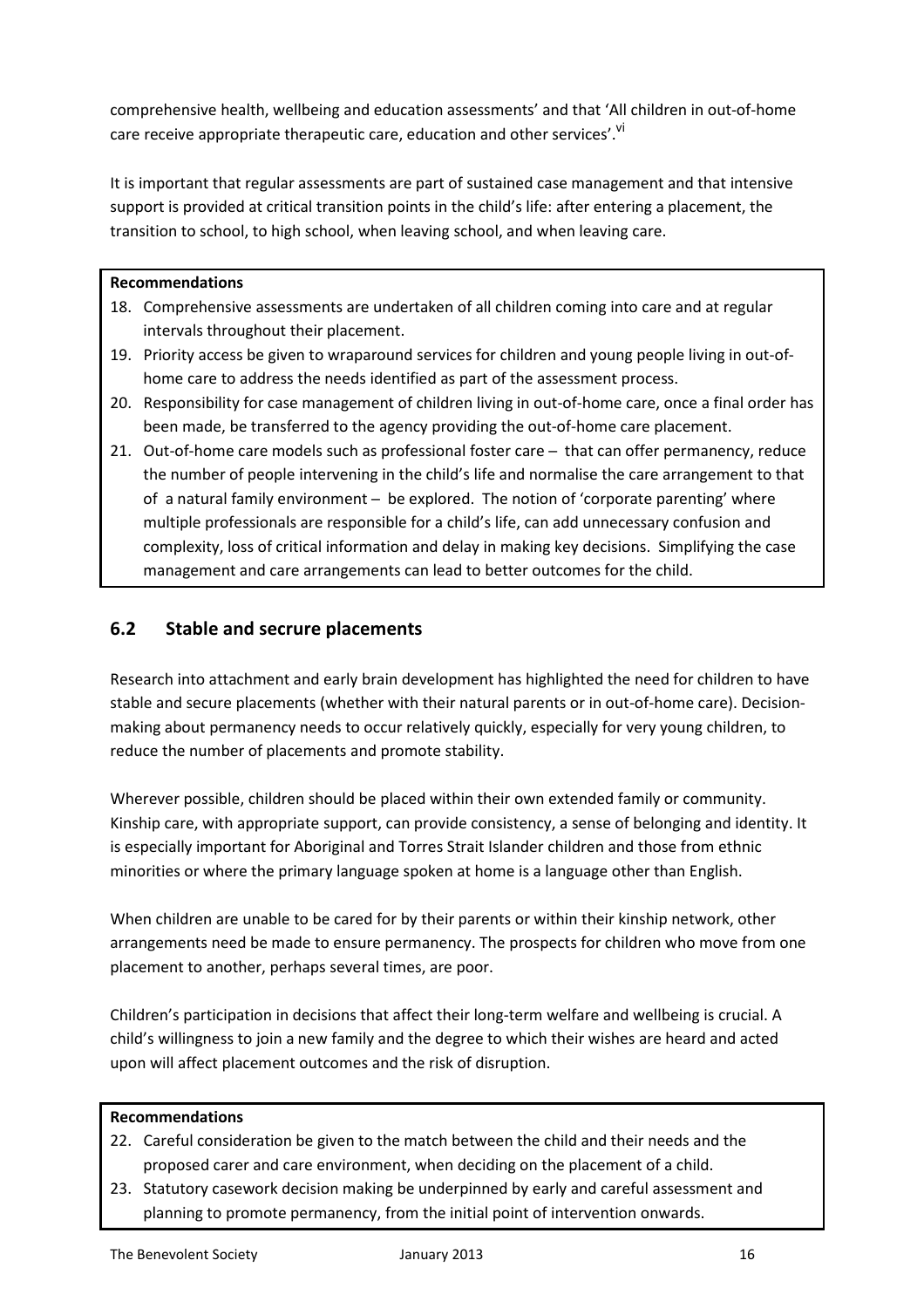comprehensive health, wellbeing and education assessments' and that 'All children in out-of-home care receive appropriate therapeutic care, education and other services'.[vi]

It is important that regular assessments are part of sustained case management and that intensive support is provided at critical transition points in the child's life: after entering a placement, the transition to school, to high school, when leaving school, and when leaving care.

**Recommendations**

18. Comprehensive assessments are undertaken of all children coming into care and at regular intervals throughout their placement.
19. Priority access be given to wraparound services for children and young people living in out-of-home care to address the needs identified as part of the assessment process.
20. Responsibility for case management of children living in out-of-home care, once a final order has been made, be transferred to the agency providing the out-of-home care placement.
21. Out-of-home care models such as professional foster care – that can offer permanency, reduce the number of people intervening in the child's life and normalise the care arrangement to that of a natural family environment – be explored. The notion of 'corporate parenting' where multiple professionals are responsible for a child's life, can add unnecessary confusion and complexity, loss of critical information and delay in making key decisions. Simplifying the case management and care arrangements can lead to better outcomes for the child.

## 6.2 Stable and secrure placements

Research into attachment and early brain development has highlighted the need for children to have stable and secure placements (whether with their natural parents or in out-of-home care). Decision-making about permanency needs to occur relatively quickly, especially for very young children, to reduce the number of placements and promote stability.

Wherever possible, children should be placed within their own extended family or community. Kinship care, with appropriate support, can provide consistency, a sense of belonging and identity. It is especially important for Aboriginal and Torres Strait Islander children and those from ethnic minorities or where the primary language spoken at home is a language other than English.

When children are unable to be cared for by their parents or within their kinship network, other arrangements need be made to ensure permanency. The prospects for children who move from one placement to another, perhaps several times, are poor.

Children's participation in decisions that affect their long-term welfare and wellbeing is crucial. A child's willingness to join a new family and the degree to which their wishes are heard and acted upon will affect placement outcomes and the risk of disruption.

**Recommendations**

22. Careful consideration be given to the match between the child and their needs and the proposed carer and care environment, when deciding on the placement of a child.
23. Statutory casework decision making be underpinned by early and careful assessment and planning to promote permanency, from the initial point of intervention onwards.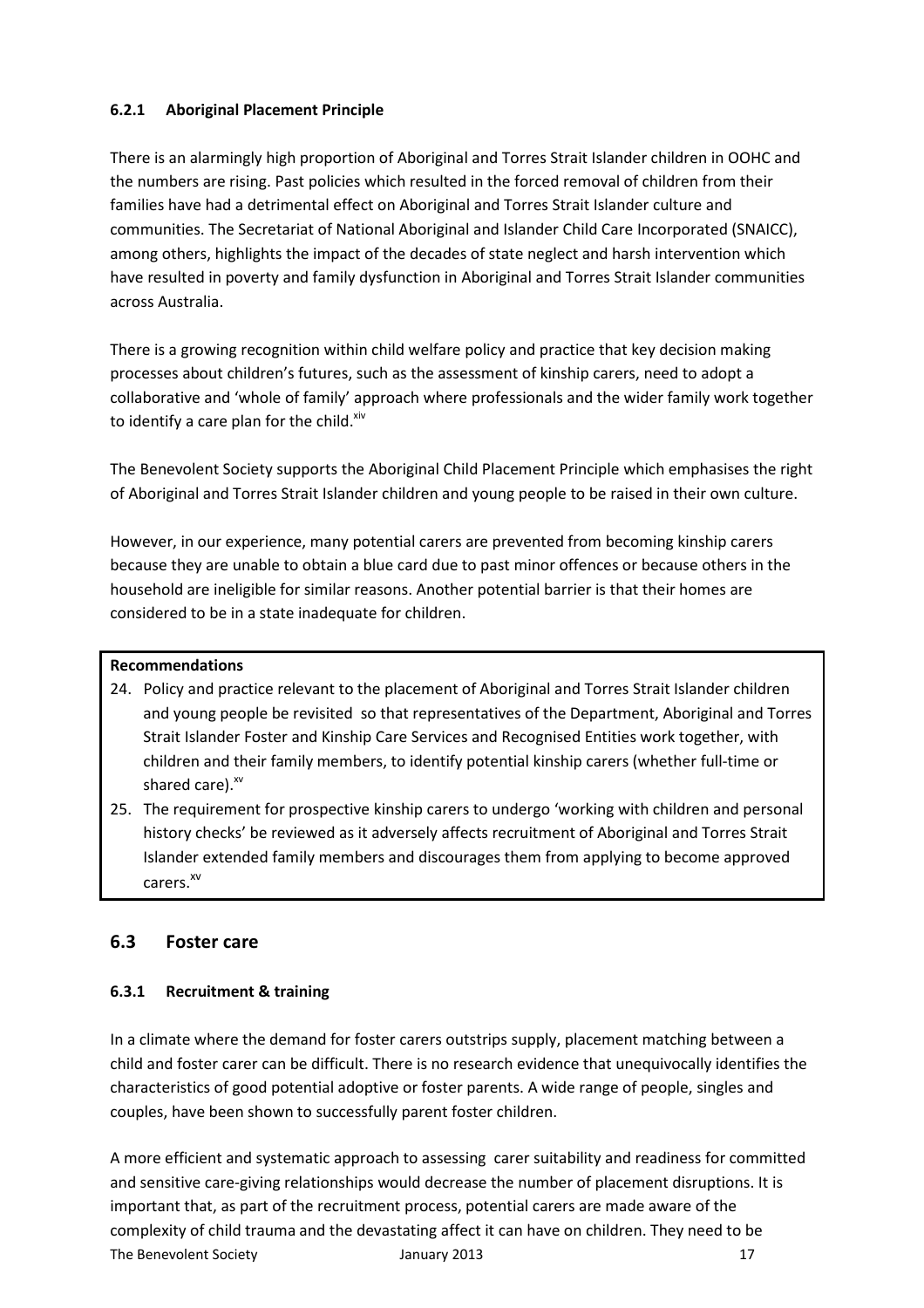#### 6.2.1 Aboriginal Placement Principle

There is an alarmingly high proportion of Aboriginal and Torres Strait Islander children in OOHC and the numbers are rising. Past policies which resulted in the forced removal of children from their families have had a detrimental effect on Aboriginal and Torres Strait Islander culture and communities. The Secretariat of National Aboriginal and Islander Child Care Incorporated (SNAICC), among others, highlights the impact of the decades of state neglect and harsh intervention which have resulted in poverty and family dysfunction in Aboriginal and Torres Strait Islander communities across Australia.

There is a growing recognition within child welfare policy and practice that key decision making processes about children's futures, such as the assessment of kinship carers, need to adopt a collaborative and 'whole of family' approach where professionals and the wider family work together to identify a care plan for the child.[xiv]

The Benevolent Society supports the Aboriginal Child Placement Principle which emphasises the right of Aboriginal and Torres Strait Islander children and young people to be raised in their own culture.

However, in our experience, many potential carers are prevented from becoming kinship carers because they are unable to obtain a blue card due to past minor offences or because others in the household are ineligible for similar reasons. Another potential barrier is that their homes are considered to be in a state inadequate for children.

**Recommendations**

24. Policy and practice relevant to the placement of Aboriginal and Torres Strait Islander children and young people be revisited so that representatives of the Department, Aboriginal and Torres Strait Islander Foster and Kinship Care Services and Recognised Entities work together, with children and their family members, to identify potential kinship carers (whether full-time or shared care).[xv]
25. The requirement for prospective kinship carers to undergo 'working with children and personal history checks' be reviewed as it adversely affects recruitment of Aboriginal and Torres Strait Islander extended family members and discourages them from applying to become approved carers.[xv]

## 6.3 Foster care

#### 6.3.1 Recruitment & training

In a climate where the demand for foster carers outstrips supply, placement matching between a child and foster carer can be difficult. There is no research evidence that unequivocally identifies the characteristics of good potential adoptive or foster parents. A wide range of people, singles and couples, have been shown to successfully parent foster children.

A more efficient and systematic approach to assessing carer suitability and readiness for committed and sensitive care-giving relationships would decrease the number of placement disruptions. It is important that, as part of the recruitment process, potential carers are made aware of the complexity of child trauma and the devastating affect it can have on children. They need to be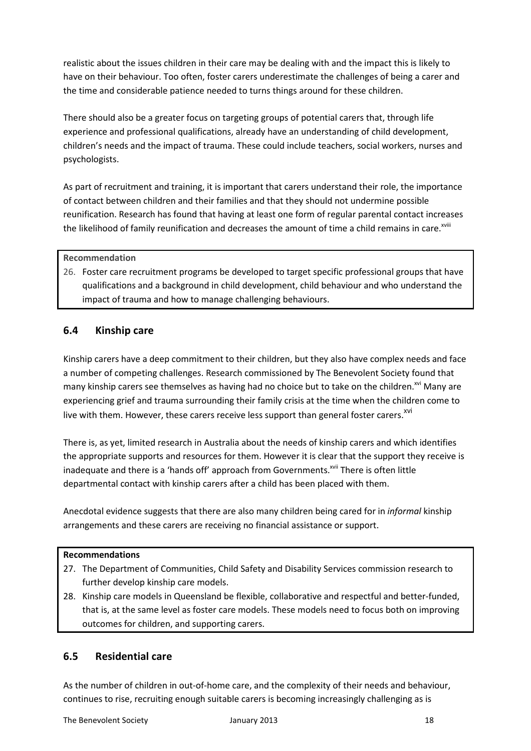realistic about the issues children in their care may be dealing with and the impact this is likely to have on their behaviour. Too often, foster carers underestimate the challenges of being a carer and the time and considerable patience needed to turns things around for these children.

There should also be a greater focus on targeting groups of potential carers that, through life experience and professional qualifications, already have an understanding of child development, children's needs and the impact of trauma. These could include teachers, social workers, nurses and psychologists.

As part of recruitment and training, it is important that carers understand their role, the importance of contact between children and their families and that they should not undermine possible reunification. Research has found that having at least one form of regular parental contact increases the likelihood of family reunification and decreases the amount of time a child remains in care.[xviii]

**Recommendation**

26. Foster care recruitment programs be developed to target specific professional groups that have qualifications and a background in child development, child behaviour and who understand the impact of trauma and how to manage challenging behaviours.

## 6.4 Kinship care

Kinship carers have a deep commitment to their children, but they also have complex needs and face a number of competing challenges. Research commissioned by The Benevolent Society found that many kinship carers see themselves as having had no choice but to take on the children.[xvi] Many are experiencing grief and trauma surrounding their family crisis at the time when the children come to live with them. However, these carers receive less support than general foster carers.[xvi]

There is, as yet, limited research in Australia about the needs of kinship carers and which identifies the appropriate supports and resources for them. However it is clear that the support they receive is inadequate and there is a 'hands off' approach from Governments.[xvii] There is often little departmental contact with kinship carers after a child has been placed with them.

Anecdotal evidence suggests that there are also many children being cared for in *informal* kinship arrangements and these carers are receiving no financial assistance or support.

**Recommendations**

27. The Department of Communities, Child Safety and Disability Services commission research to further develop kinship care models.
28. Kinship care models in Queensland be flexible, collaborative and respectful and better-funded, that is, at the same level as foster care models. These models need to focus both on improving outcomes for children, and supporting carers.

## 6.5 Residential care

As the number of children in out-of-home care, and the complexity of their needs and behaviour, continues to rise, recruiting enough suitable carers is becoming increasingly challenging as is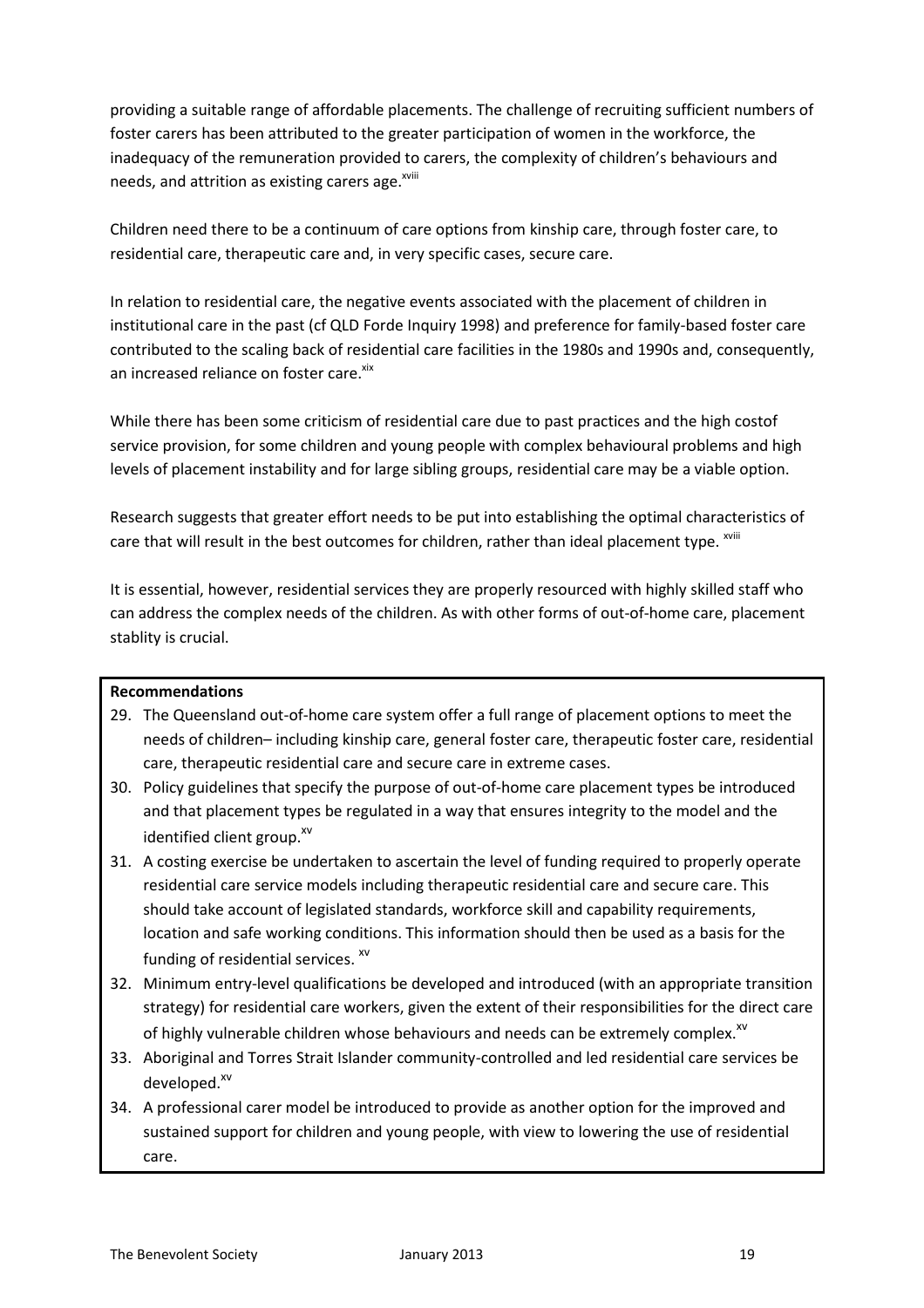providing a suitable range of affordable placements. The challenge of recruiting sufficient numbers of foster carers has been attributed to the greater participation of women in the workforce, the inadequacy of the remuneration provided to carers, the complexity of children's behaviours and needs, and attrition as existing carers age.[xviii]

Children need there to be a continuum of care options from kinship care, through foster care, to residential care, therapeutic care and, in very specific cases, secure care.

In relation to residential care, the negative events associated with the placement of children in institutional care in the past (cf QLD Forde Inquiry 1998) and preference for family-based foster care contributed to the scaling back of residential care facilities in the 1980s and 1990s and, consequently, an increased reliance on foster care.[xix]

While there has been some criticism of residential care due to past practices and the high costof service provision, for some children and young people with complex behavioural problems and high levels of placement instability and for large sibling groups, residential care may be a viable option.

Research suggests that greater effort needs to be put into establishing the optimal characteristics of care that will result in the best outcomes for children, rather than ideal placement type. [xviii]

It is essential, however, residential services they are properly resourced with highly skilled staff who can address the complex needs of the children. As with other forms of out-of-home care, placement stablity is crucial.

**Recommendations**

29. The Queensland out-of-home care system offer a full range of placement options to meet the needs of children– including kinship care, general foster care, therapeutic foster care, residential care, therapeutic residential care and secure care in extreme cases.
30. Policy guidelines that specify the purpose of out-of-home care placement types be introduced and that placement types be regulated in a way that ensures integrity to the model and the identified client group.[xv]
31. A costing exercise be undertaken to ascertain the level of funding required to properly operate residential care service models including therapeutic residential care and secure care. This should take account of legislated standards, workforce skill and capability requirements, location and safe working conditions. This information should then be used as a basis for the funding of residential services. [xv]
32. Minimum entry-level qualifications be developed and introduced (with an appropriate transition strategy) for residential care workers, given the extent of their responsibilities for the direct care of highly vulnerable children whose behaviours and needs can be extremely complex.[xv]
33. Aboriginal and Torres Strait Islander community-controlled and led residential care services be developed.[xv]
34. A professional carer model be introduced to provide as another option for the improved and sustained support for children and young people, with view to lowering the use of residential care.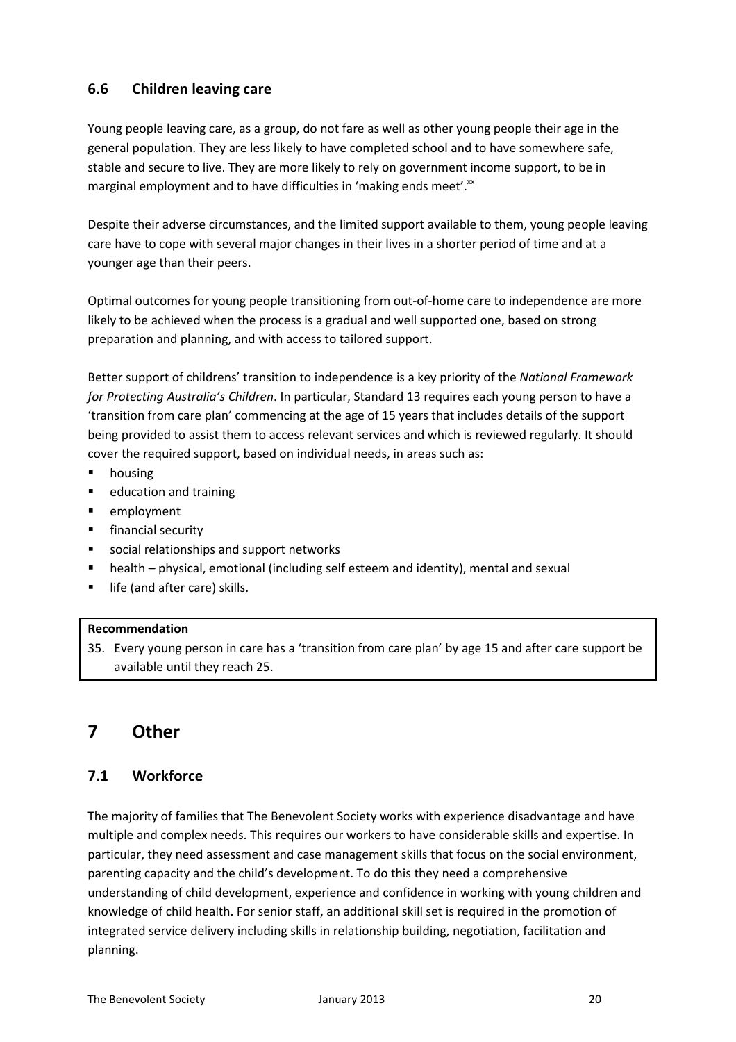### 6.6 Children leaving care

Young people leaving care, as a group, do not fare as well as other young people their age in the general population. They are less likely to have completed school and to have somewhere safe, stable and secure to live. They are more likely to rely on government income support, to be in marginal employment and to have difficulties in 'making ends meet'.[xx]

Despite their adverse circumstances, and the limited support available to them, young people leaving care have to cope with several major changes in their lives in a shorter period of time and at a younger age than their peers.

Optimal outcomes for young people transitioning from out-of-home care to independence are more likely to be achieved when the process is a gradual and well supported one, based on strong preparation and planning, and with access to tailored support.

Better support of childrens' transition to independence is a key priority of the *National Framework for Protecting Australia's Children*. In particular, Standard 13 requires each young person to have a 'transition from care plan' commencing at the age of 15 years that includes details of the support being provided to assist them to access relevant services and which is reviewed regularly. It should cover the required support, based on individual needs, in areas such as:

- housing
- education and training
- employment
- financial security
- social relationships and support networks
- health – physical, emotional (including self esteem and identity), mental and sexual
- life (and after care) skills.

**Recommendation**

35. Every young person in care has a 'transition from care plan' by age 15 and after care support be available until they reach 25.

## 7 Other

### 7.1 Workforce

The majority of families that The Benevolent Society works with experience disadvantage and have multiple and complex needs. This requires our workers to have considerable skills and expertise. In particular, they need assessment and case management skills that focus on the social environment, parenting capacity and the child's development. To do this they need a comprehensive understanding of child development, experience and confidence in working with young children and knowledge of child health. For senior staff, an additional skill set is required in the promotion of integrated service delivery including skills in relationship building, negotiation, facilitation and planning.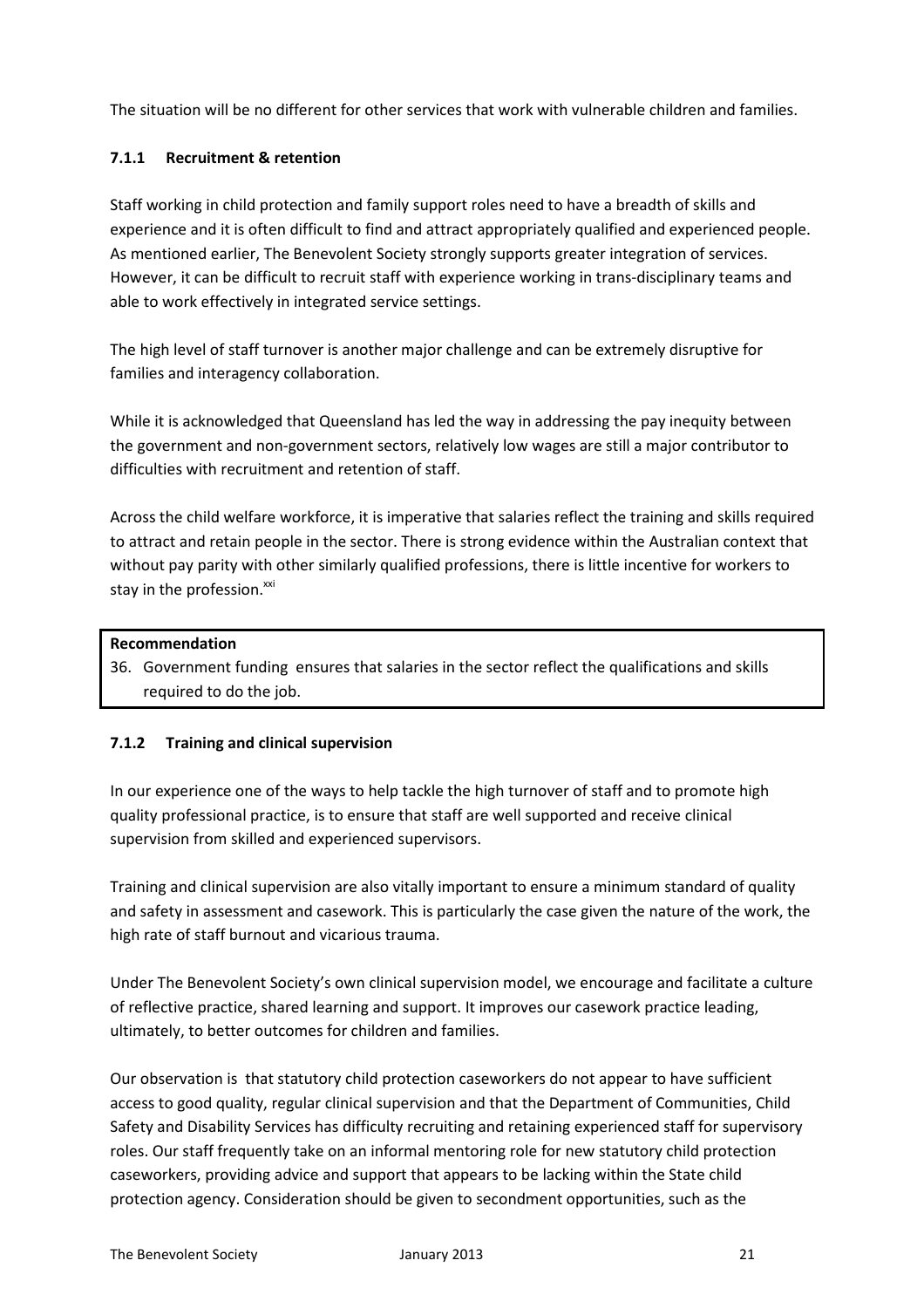The situation will be no different for other services that work with vulnerable children and families.

### 7.1.1 Recruitment & retention

Staff working in child protection and family support roles need to have a breadth of skills and experience and it is often difficult to find and attract appropriately qualified and experienced people. As mentioned earlier, The Benevolent Society strongly supports greater integration of services. However, it can be difficult to recruit staff with experience working in trans-disciplinary teams and able to work effectively in integrated service settings.

The high level of staff turnover is another major challenge and can be extremely disruptive for families and interagency collaboration.

While it is acknowledged that Queensland has led the way in addressing the pay inequity between the government and non-government sectors, relatively low wages are still a major contributor to difficulties with recruitment and retention of staff.

Across the child welfare workforce, it is imperative that salaries reflect the training and skills required to attract and retain people in the sector. There is strong evidence within the Australian context that without pay parity with other similarly qualified professions, there is little incentive for workers to stay in the profession.[xxi]

**Recommendation**

36. Government funding ensures that salaries in the sector reflect the qualifications and skills required to do the job.

### 7.1.2 Training and clinical supervision

In our experience one of the ways to help tackle the high turnover of staff and to promote high quality professional practice, is to ensure that staff are well supported and receive clinical supervision from skilled and experienced supervisors.

Training and clinical supervision are also vitally important to ensure a minimum standard of quality and safety in assessment and casework. This is particularly the case given the nature of the work, the high rate of staff burnout and vicarious trauma.

Under The Benevolent Society's own clinical supervision model, we encourage and facilitate a culture of reflective practice, shared learning and support. It improves our casework practice leading, ultimately, to better outcomes for children and families.

Our observation is that statutory child protection caseworkers do not appear to have sufficient access to good quality, regular clinical supervision and that the Department of Communities, Child Safety and Disability Services has difficulty recruiting and retaining experienced staff for supervisory roles. Our staff frequently take on an informal mentoring role for new statutory child protection caseworkers, providing advice and support that appears to be lacking within the State child protection agency. Consideration should be given to secondment opportunities, such as the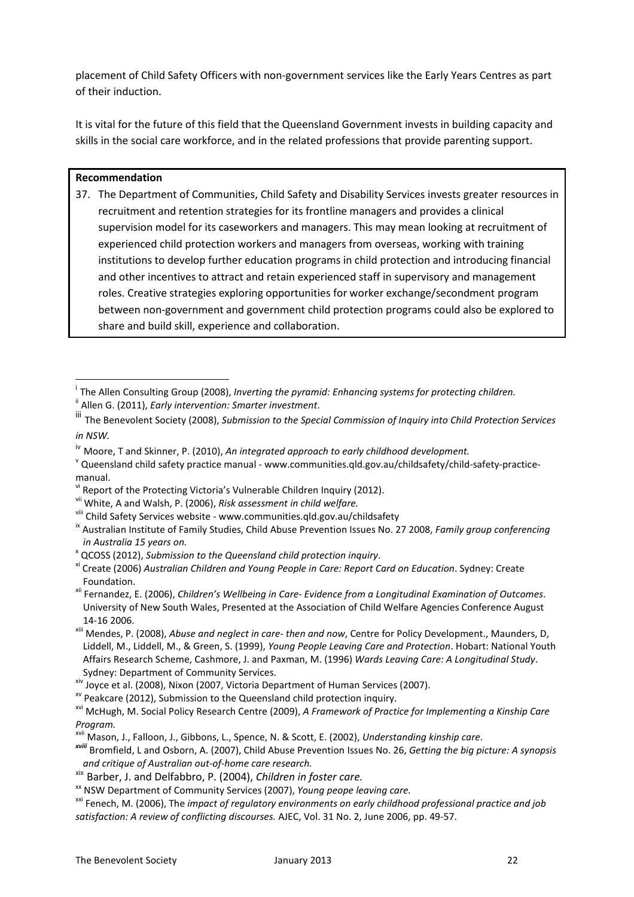placement of Child Safety Officers with non-government services like the Early Years Centres as part of their induction.

It is vital for the future of this field that the Queensland Government invests in building capacity and skills in the social care workforce, and in the related professions that provide parenting support.

**Recommendation**

37. The Department of Communities, Child Safety and Disability Services invests greater resources in recruitment and retention strategies for its frontline managers and provides a clinical supervision model for its caseworkers and managers. This may mean looking at recruitment of experienced child protection workers and managers from overseas, working with training institutions to develop further education programs in child protection and introducing financial and other incentives to attract and retain experienced staff in supervisory and management roles. Creative strategies exploring opportunities for worker exchange/secondment program between non-government and government child protection programs could also be explored to share and build skill, experience and collaboration.

---

[i] The Allen Consulting Group (2008), *Inverting the pyramid: Enhancing systems for protecting children.*

[ii] Allen G. (2011), *Early intervention: Smarter investment*.

[iii] The Benevolent Society (2008), *Submission to the Special Commission of Inquiry into Child Protection Services in NSW.*

[iv] Moore, T and Skinner, P. (2010), *An integrated approach to early childhood development.*

[v] Queensland child safety practice manual - www.communities.qld.gov.au/childsafety/child-safety-practice-manual.

[vi] Report of the Protecting Victoria's Vulnerable Children Inquiry (2012).

[vii] White, A and Walsh, P. (2006), *Risk assessment in child welfare.*

[viii] Child Safety Services website - www.communities.qld.gov.au/childsafety

[ix] Australian Institute of Family Studies, Child Abuse Prevention Issues No. 27 2008, *Family group conferencing in Australia 15 years on.*

[x] QCOSS (2012), *Submission to the Queensland child protection inquiry*.

[xi] Create (2006) *Australian Children and Young People in Care: Report Card on Education*. Sydney: Create Foundation.

[xii] Fernandez, E. (2006), *Children's Wellbeing in Care- Evidence from a Longitudinal Examination of Outcomes*. University of New South Wales, Presented at the Association of Child Welfare Agencies Conference August 14-16 2006.

[xiii] Mendes, P. (2008), *Abuse and neglect in care- then and now*, Centre for Policy Development., Maunders, D, Liddell, M., Liddell, M., & Green, S. (1999), *Young People Leaving Care and Protection*. Hobart: National Youth Affairs Research Scheme, Cashmore, J. and Paxman, M. (1996) *Wards Leaving Care: A Longitudinal Study*. Sydney: Department of Community Services.

[xiv] Joyce et al. (2008), Nixon (2007, Victoria Department of Human Services (2007).

[xv] Peakcare (2012), Submission to the Queensland child protection inquiry.

[xvi] McHugh, M. Social Policy Research Centre (2009), *A Framework of Practice for Implementing a Kinship Care Program.*

[xvii] Mason, J., Falloon, J., Gibbons, L., Spence, N. & Scott, E. (2002), *Understanding kinship care*.

[xviii] Bromfield, L and Osborn, A. (2007), Child Abuse Prevention Issues No. 26, *Getting the big picture: A synopsis and critique of Australian out-of-home care research.*

[xix] Barber, J. and Delfabbro, P. (2004), *Children in foster care.*

[xx] NSW Department of Community Services (2007), *Young peope leaving care.*

[xxi] Fenech, M. (2006), The *impact of regulatory environments on early childhood professional practice and job satisfaction: A review of conflicting discourses.* AJEC, Vol. 31 No. 2, June 2006, pp. 49-57.